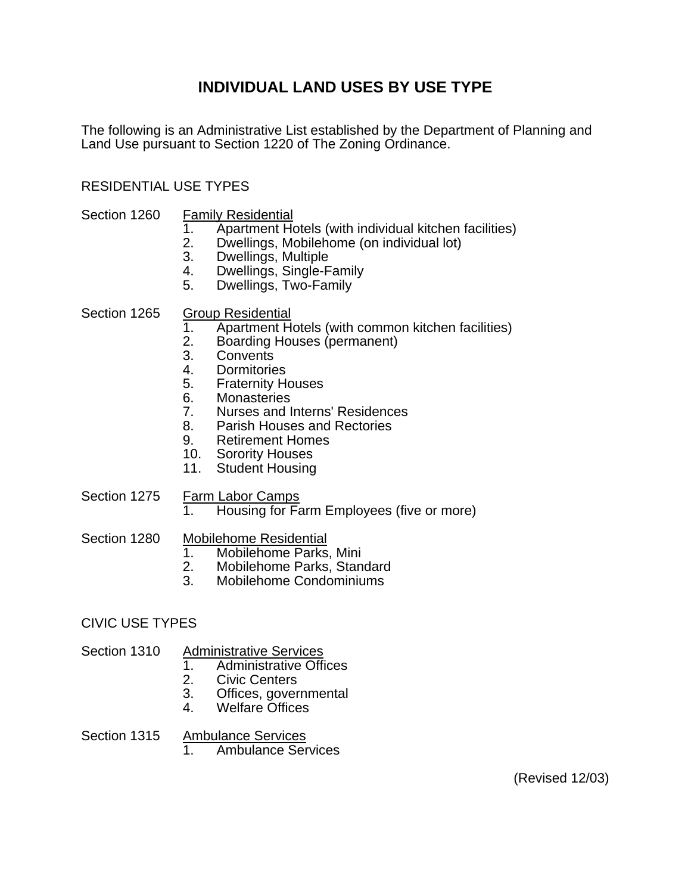# INDIVIDUAL LAND USES BY USE TYPE

The following is an Administrative List established by the Department of Planning and Land Use pursuant to Section 1220 of The Zoning Ordinance.

## RESIDENTIAL USE TYPES

Section 1260 Family Residential

1. Apartment Hotels (with individual kitchen facilities)
2. Dwellings, Mobilehome (on individual lot)
3. Dwellings, Multiple
4. Dwellings, Single-Family
5. Dwellings, Two-Family

Section 1265 Group Residential

1. Apartment Hotels (with common kitchen facilities)
2. Boarding Houses (permanent)
3. Convents
4. Dormitories
5. Fraternity Houses
6. Monasteries
7. Nurses and Interns' Residences
8. Parish Houses and Rectories
9. Retirement Homes
10. Sorority Houses
11. Student Housing

Section 1275 Farm Labor Camps

1. Housing for Farm Employees (five or more)

Section 1280 Mobilehome Residential

1. Mobilehome Parks, Mini
2. Mobilehome Parks, Standard
3. Mobilehome Condominiums

## CIVIC USE TYPES

Section 1310 Administrative Services

1. Administrative Offices
2. Civic Centers
3. Offices, governmental
4. Welfare Offices

Section 1315 Ambulance Services

1. Ambulance Services

(Revised 12/03)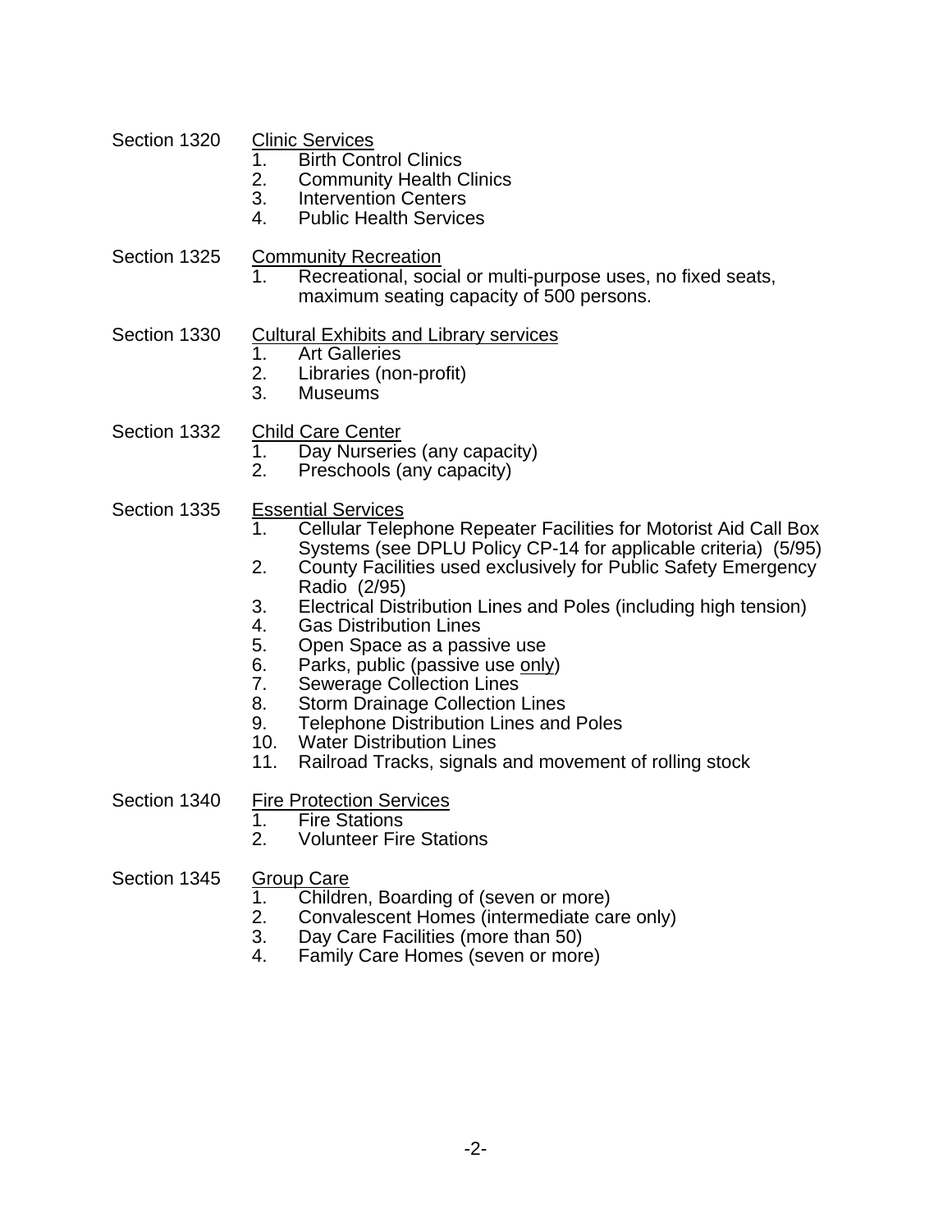Section 1320 Clinic Services

1. Birth Control Clinics
2. Community Health Clinics
3. Intervention Centers
4. Public Health Services

Section 1325 Community Recreation

1. Recreational, social or multi-purpose uses, no fixed seats, maximum seating capacity of 500 persons.

Section 1330 Cultural Exhibits and Library services

1. Art Galleries
2. Libraries (non-profit)
3. Museums

Section 1332 Child Care Center

1. Day Nurseries (any capacity)
2. Preschools (any capacity)

Section 1335 Essential Services

1. Cellular Telephone Repeater Facilities for Motorist Aid Call Box Systems (see DPLU Policy CP-14 for applicable criteria) (5/95)
2. County Facilities used exclusively for Public Safety Emergency Radio (2/95)
3. Electrical Distribution Lines and Poles (including high tension)
4. Gas Distribution Lines
5. Open Space as a passive use
6. Parks, public (passive use only)
7. Sewerage Collection Lines
8. Storm Drainage Collection Lines
9. Telephone Distribution Lines and Poles
10. Water Distribution Lines
11. Railroad Tracks, signals and movement of rolling stock

Section 1340 Fire Protection Services

1. Fire Stations
2. Volunteer Fire Stations

Section 1345 Group Care

1. Children, Boarding of (seven or more)
2. Convalescent Homes (intermediate care only)
3. Day Care Facilities (more than 50)
4. Family Care Homes (seven or more)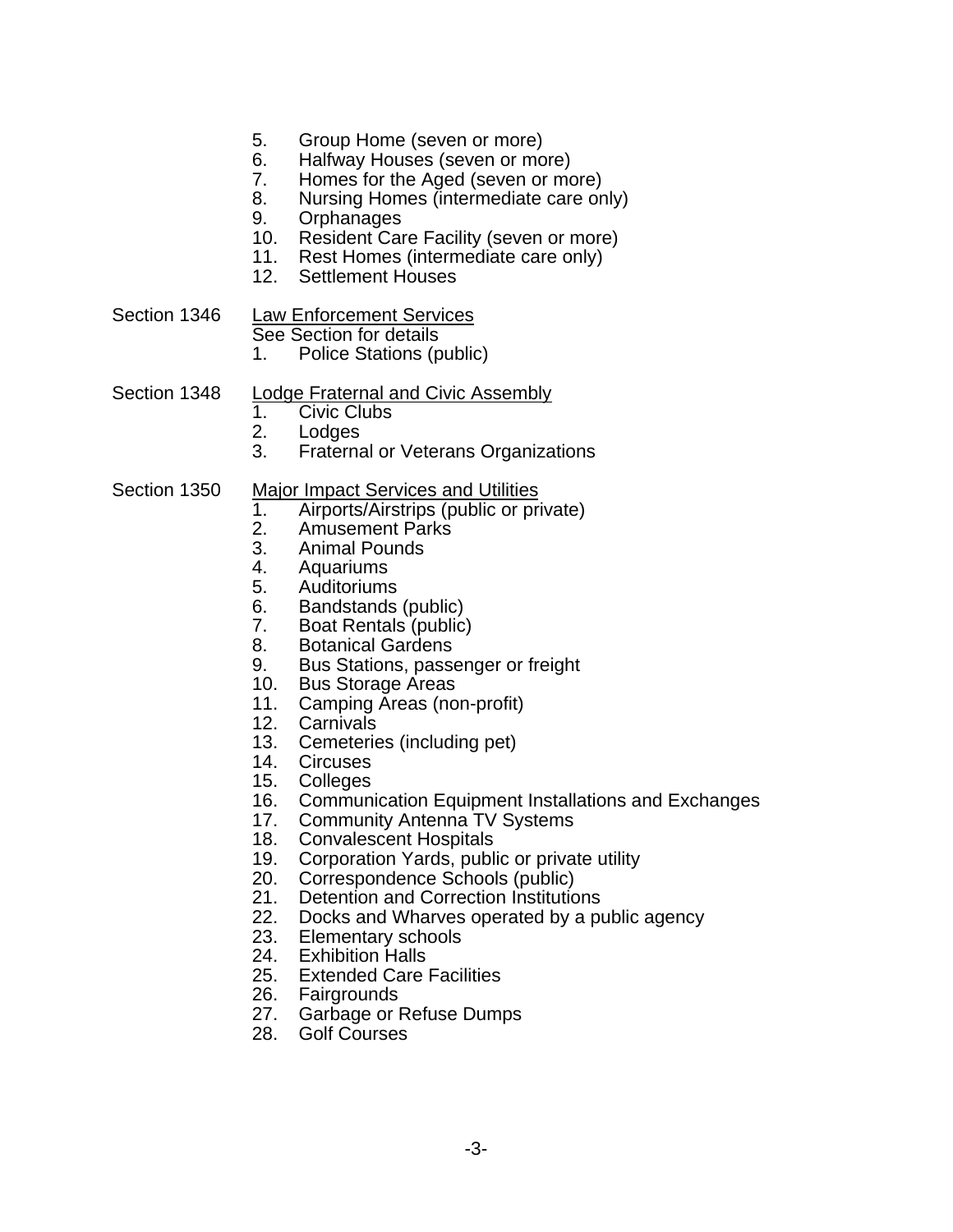5. Group Home (seven or more)
6. Halfway Houses (seven or more)
7. Homes for the Aged (seven or more)
8. Nursing Homes (intermediate care only)
9. Orphanages
10. Resident Care Facility (seven or more)
11. Rest Homes (intermediate care only)
12. Settlement Houses

Section 1346 Law Enforcement Services

See Section for details

1. Police Stations (public)

Section 1348 Lodge Fraternal and Civic Assembly

1. Civic Clubs
2. Lodges
3. Fraternal or Veterans Organizations

Section 1350 Major Impact Services and Utilities

1. Airports/Airstrips (public or private)
2. Amusement Parks
3. Animal Pounds
4. Aquariums
5. Auditoriums
6. Bandstands (public)
7. Boat Rentals (public)
8. Botanical Gardens
9. Bus Stations, passenger or freight
10. Bus Storage Areas
11. Camping Areas (non-profit)
12. Carnivals
13. Cemeteries (including pet)
14. Circuses
15. Colleges
16. Communication Equipment Installations and Exchanges
17. Community Antenna TV Systems
18. Convalescent Hospitals
19. Corporation Yards, public or private utility
20. Correspondence Schools (public)
21. Detention and Correction Institutions
22. Docks and Wharves operated by a public agency
23. Elementary schools
24. Exhibition Halls
25. Extended Care Facilities
26. Fairgrounds
27. Garbage or Refuse Dumps
28. Golf Courses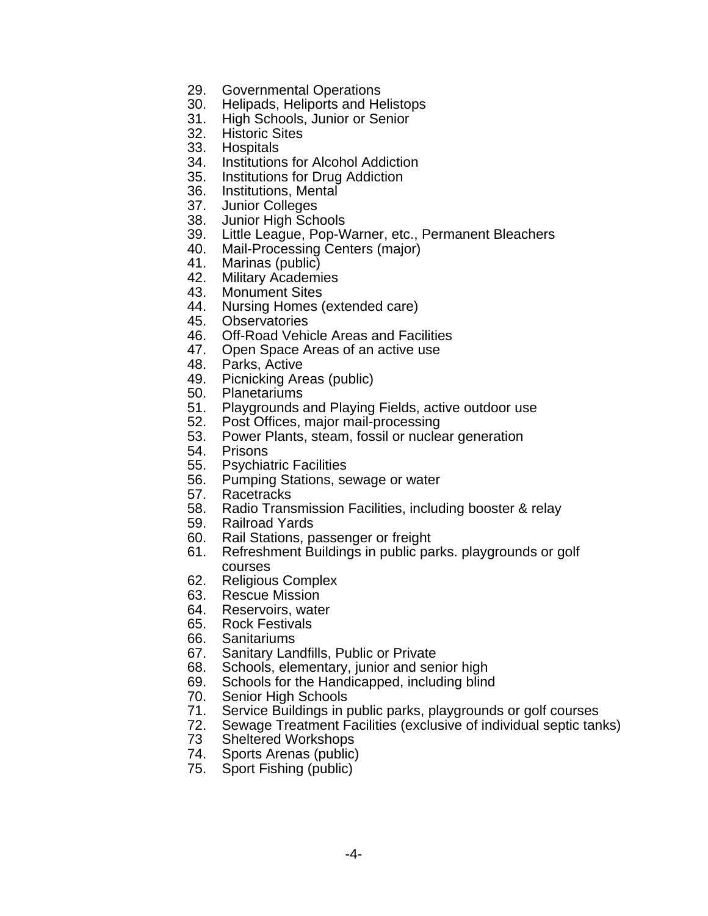29. Governmental Operations
30. Helipads, Heliports and Helistops
31. High Schools, Junior or Senior
32. Historic Sites
33. Hospitals
34. Institutions for Alcohol Addiction
35. Institutions for Drug Addiction
36. Institutions, Mental
37. Junior Colleges
38. Junior High Schools
39. Little League, Pop-Warner, etc., Permanent Bleachers
40. Mail-Processing Centers (major)
41. Marinas (public)
42. Military Academies
43. Monument Sites
44. Nursing Homes (extended care)
45. Observatories
46. Off-Road Vehicle Areas and Facilities
47. Open Space Areas of an active use
48. Parks, Active
49. Picnicking Areas (public)
50. Planetariums
51. Playgrounds and Playing Fields, active outdoor use
52. Post Offices, major mail-processing
53. Power Plants, steam, fossil or nuclear generation
54. Prisons
55. Psychiatric Facilities
56. Pumping Stations, sewage or water
57. Racetracks
58. Radio Transmission Facilities, including booster & relay
59. Railroad Yards
60. Rail Stations, passenger or freight
61. Refreshment Buildings in public parks. playgrounds or golf courses
62. Religious Complex
63. Rescue Mission
64. Reservoirs, water
65. Rock Festivals
66. Sanitariums
67. Sanitary Landfills, Public or Private
68. Schools, elementary, junior and senior high
69. Schools for the Handicapped, including blind
70. Senior High Schools
71. Service Buildings in public parks, playgrounds or golf courses
72. Sewage Treatment Facilities (exclusive of individual septic tanks)
73 Sheltered Workshops
74. Sports Arenas (public)
75. Sport Fishing (public)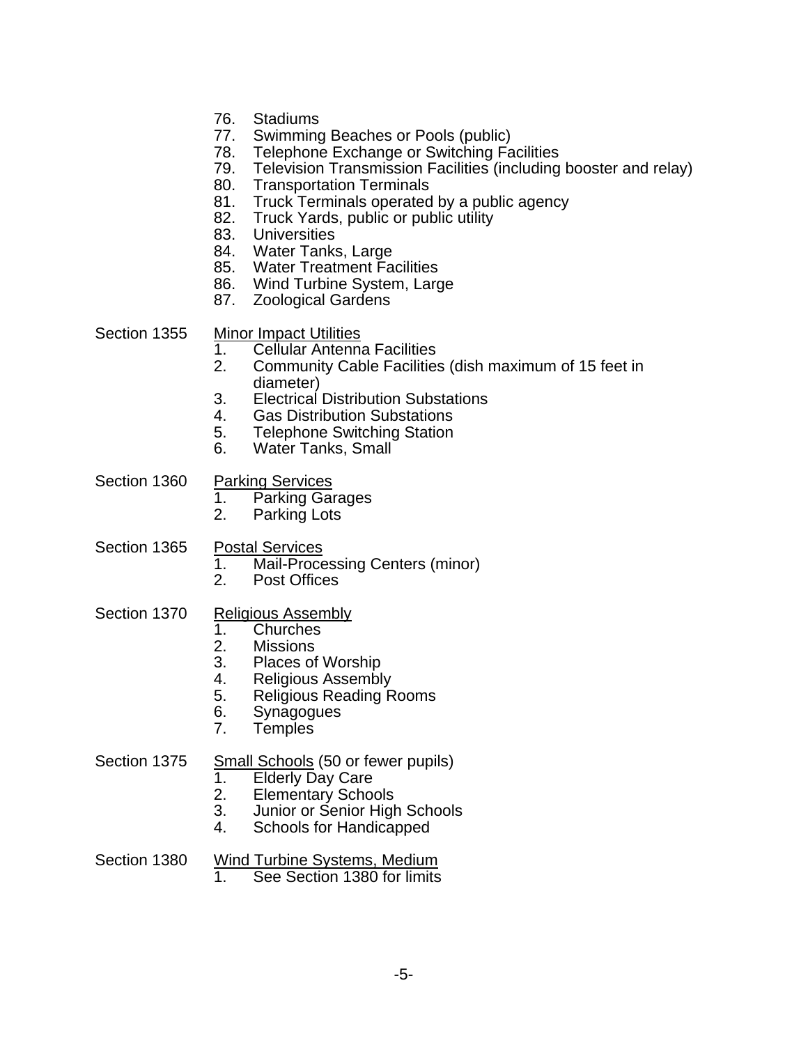76. Stadiums
77. Swimming Beaches or Pools (public)
78. Telephone Exchange or Switching Facilities
79. Television Transmission Facilities (including booster and relay)
80. Transportation Terminals
81. Truck Terminals operated by a public agency
82. Truck Yards, public or public utility
83. Universities
84. Water Tanks, Large
85. Water Treatment Facilities
86. Wind Turbine System, Large
87. Zoological Gardens

Section 1355 <u>Minor Impact Utilities</u>

1. Cellular Antenna Facilities
2. Community Cable Facilities (dish maximum of 15 feet in diameter)
3. Electrical Distribution Substations
4. Gas Distribution Substations
5. Telephone Switching Station
6. Water Tanks, Small

Section 1360 <u>Parking Services</u>

1. Parking Garages
2. Parking Lots

Section 1365 <u>Postal Services</u>

1. Mail-Processing Centers (minor)
2. Post Offices

Section 1370 <u>Religious Assembly</u>

1. Churches
2. Missions
3. Places of Worship
4. Religious Assembly
5. Religious Reading Rooms
6. Synagogues
7. Temples

Section 1375 <u>Small Schools</u> (50 or fewer pupils)

1. Elderly Day Care
2. Elementary Schools
3. Junior or Senior High Schools
4. Schools for Handicapped

Section 1380 <u>Wind Turbine Systems, Medium</u>

1. See Section 1380 for limits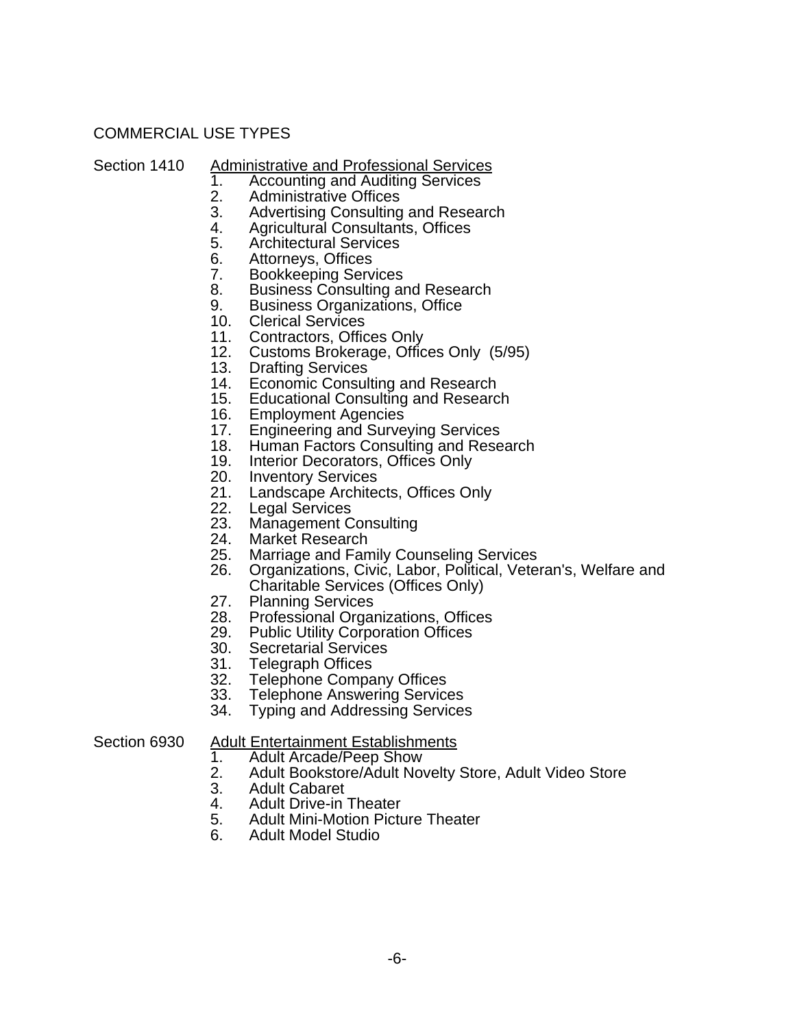## COMMERCIAL USE TYPES

Section 1410 Administrative and Professional Services

1. Accounting and Auditing Services
2. Administrative Offices
3. Advertising Consulting and Research
4. Agricultural Consultants, Offices
5. Architectural Services
6. Attorneys, Offices
7. Bookkeeping Services
8. Business Consulting and Research
9. Business Organizations, Office
10. Clerical Services
11. Contractors, Offices Only
12. Customs Brokerage, Offices Only (5/95)
13. Drafting Services
14. Economic Consulting and Research
15. Educational Consulting and Research
16. Employment Agencies
17. Engineering and Surveying Services
18. Human Factors Consulting and Research
19. Interior Decorators, Offices Only
20. Inventory Services
21. Landscape Architects, Offices Only
22. Legal Services
23. Management Consulting
24. Market Research
25. Marriage and Family Counseling Services
26. Organizations, Civic, Labor, Political, Veteran's, Welfare and Charitable Services (Offices Only)
27. Planning Services
28. Professional Organizations, Offices
29. Public Utility Corporation Offices
30. Secretarial Services
31. Telegraph Offices
32. Telephone Company Offices
33. Telephone Answering Services
34. Typing and Addressing Services

Section 6930 Adult Entertainment Establishments

1. Adult Arcade/Peep Show
2. Adult Bookstore/Adult Novelty Store, Adult Video Store
3. Adult Cabaret
4. Adult Drive-in Theater
5. Adult Mini-Motion Picture Theater
6. Adult Model Studio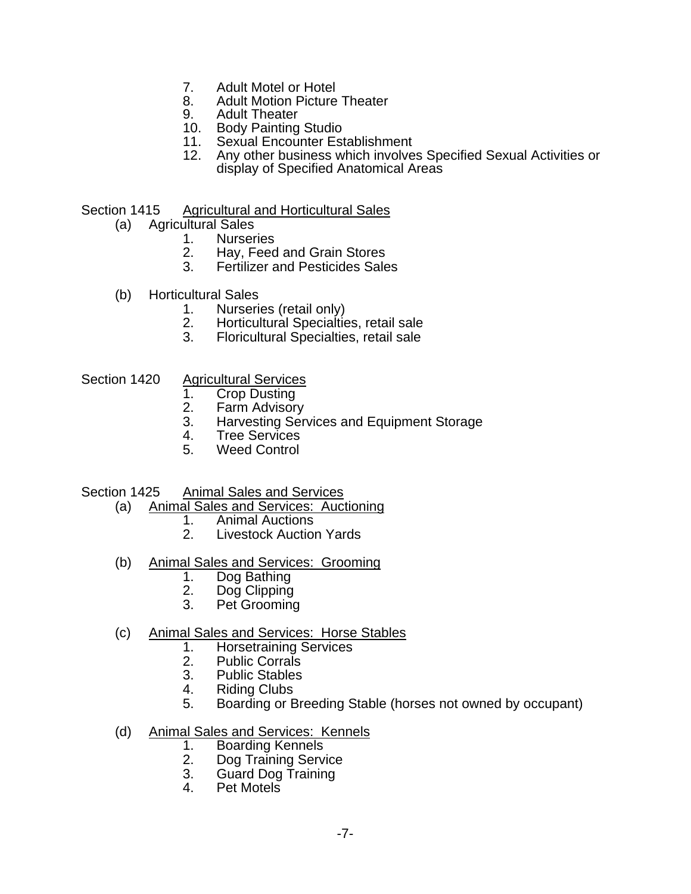7. Adult Motel or Hotel
8. Adult Motion Picture Theater
9. Adult Theater
10. Body Painting Studio
11. Sexual Encounter Establishment
12. Any other business which involves Specified Sexual Activities or display of Specified Anatomical Areas

Section 1415 Agricultural and Horticultural Sales

(a) Agricultural Sales

1. Nurseries
2. Hay, Feed and Grain Stores
3. Fertilizer and Pesticides Sales

(b) Horticultural Sales

1. Nurseries (retail only)
2. Horticultural Specialties, retail sale
3. Floricultural Specialties, retail sale

Section 1420 Agricultural Services

1. Crop Dusting
2. Farm Advisory
3. Harvesting Services and Equipment Storage
4. Tree Services
5. Weed Control

Section 1425 Animal Sales and Services

(a) Animal Sales and Services: Auctioning

1. Animal Auctions
2. Livestock Auction Yards

(b) Animal Sales and Services: Grooming

1. Dog Bathing
2. Dog Clipping
3. Pet Grooming

(c) Animal Sales and Services: Horse Stables

1. Horsetraining Services
2. Public Corrals
3. Public Stables
4. Riding Clubs
5. Boarding or Breeding Stable (horses not owned by occupant)

(d) Animal Sales and Services: Kennels

1. Boarding Kennels
2. Dog Training Service
3. Guard Dog Training
4. Pet Motels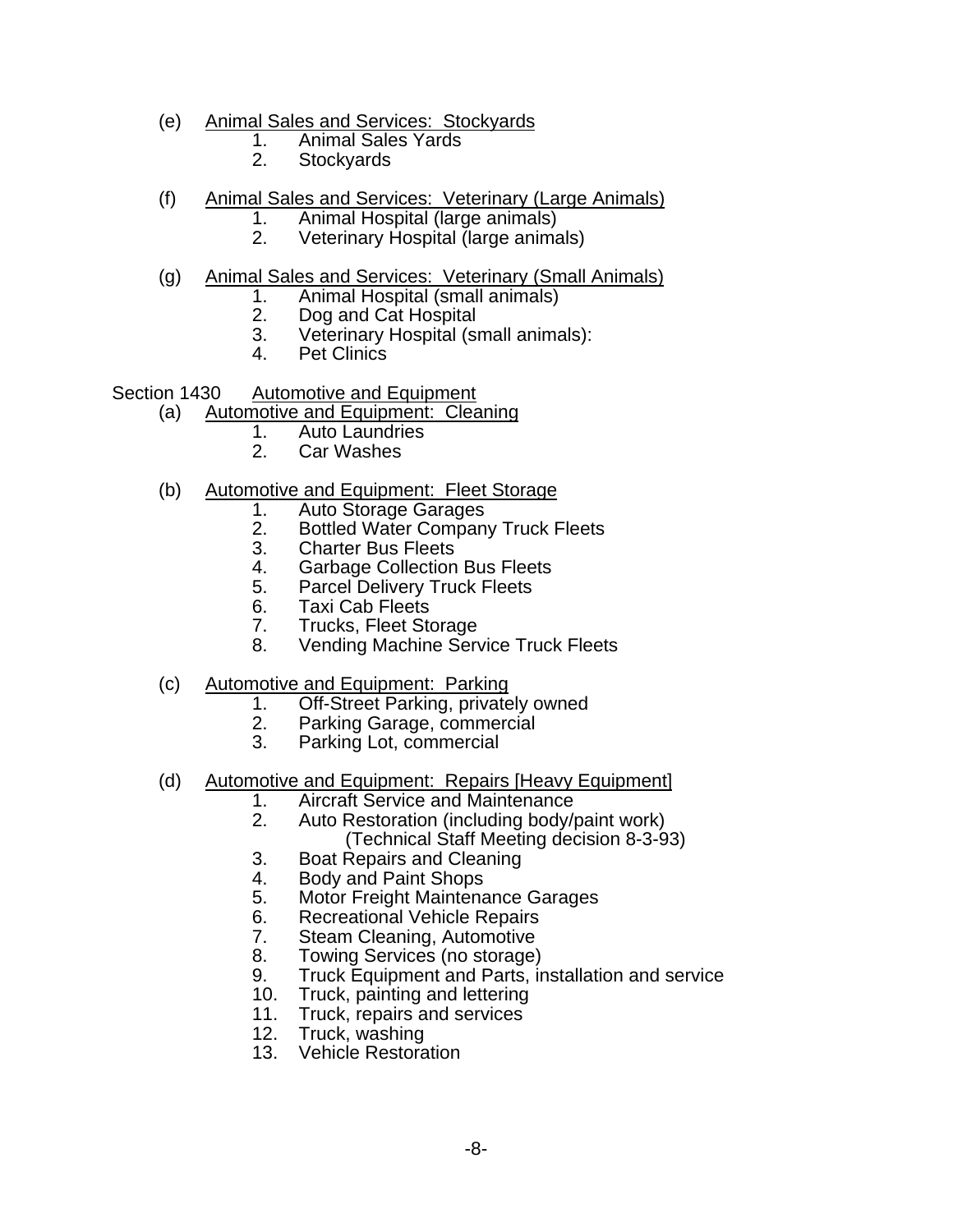(e) Animal Sales and Services: Stockyards
1. Animal Sales Yards
2. Stockyards

(f) Animal Sales and Services: Veterinary (Large Animals)
1. Animal Hospital (large animals)
2. Veterinary Hospital (large animals)

(g) Animal Sales and Services: Veterinary (Small Animals)
1. Animal Hospital (small animals)
2. Dog and Cat Hospital
3. Veterinary Hospital (small animals):
4. Pet Clinics

Section 1430 Automotive and Equipment

(a) Automotive and Equipment: Cleaning
1. Auto Laundries
2. Car Washes

(b) Automotive and Equipment: Fleet Storage
1. Auto Storage Garages
2. Bottled Water Company Truck Fleets
3. Charter Bus Fleets
4. Garbage Collection Bus Fleets
5. Parcel Delivery Truck Fleets
6. Taxi Cab Fleets
7. Trucks, Fleet Storage
8. Vending Machine Service Truck Fleets

(c) Automotive and Equipment: Parking
1. Off-Street Parking, privately owned
2. Parking Garage, commercial
3. Parking Lot, commercial

(d) Automotive and Equipment: Repairs [Heavy Equipment]
1. Aircraft Service and Maintenance
2. Auto Restoration (including body/paint work)
   (Technical Staff Meeting decision 8-3-93)
3. Boat Repairs and Cleaning
4. Body and Paint Shops
5. Motor Freight Maintenance Garages
6. Recreational Vehicle Repairs
7. Steam Cleaning, Automotive
8. Towing Services (no storage)
9. Truck Equipment and Parts, installation and service
10. Truck, painting and lettering
11. Truck, repairs and services
12. Truck, washing
13. Vehicle Restoration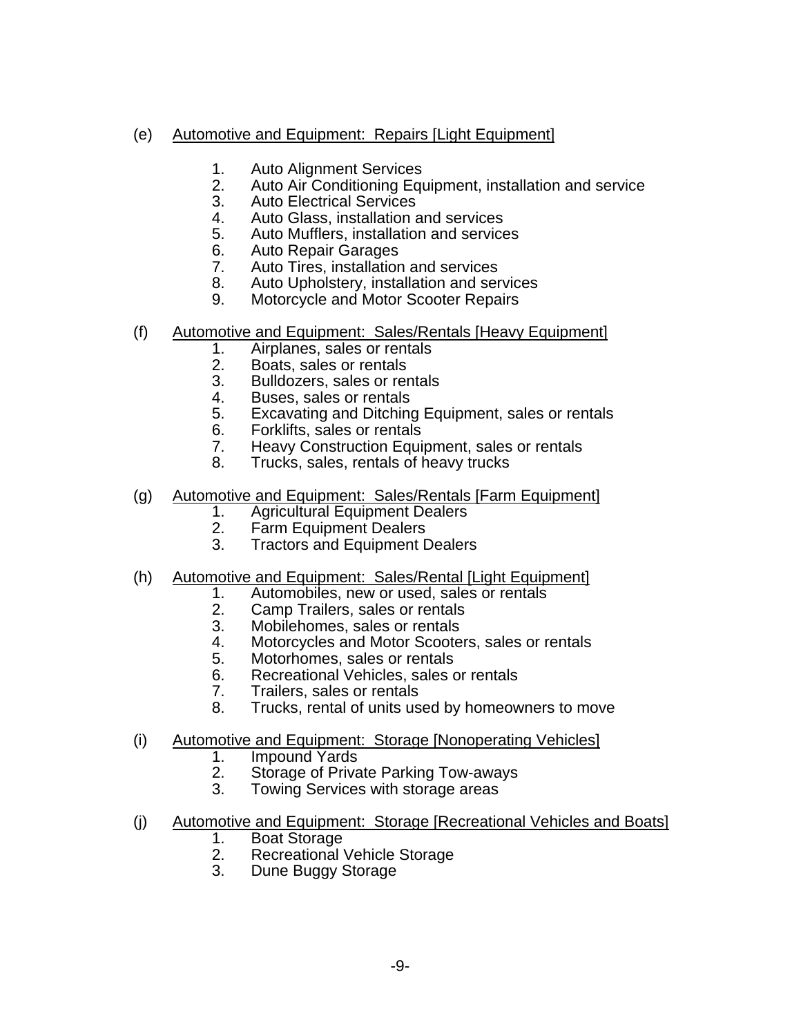(e) Automotive and Equipment: Repairs [Light Equipment]

1. Auto Alignment Services
2. Auto Air Conditioning Equipment, installation and service
3. Auto Electrical Services
4. Auto Glass, installation and services
5. Auto Mufflers, installation and services
6. Auto Repair Garages
7. Auto Tires, installation and services
8. Auto Upholstery, installation and services
9. Motorcycle and Motor Scooter Repairs

(f) Automotive and Equipment: Sales/Rentals [Heavy Equipment]

1. Airplanes, sales or rentals
2. Boats, sales or rentals
3. Bulldozers, sales or rentals
4. Buses, sales or rentals
5. Excavating and Ditching Equipment, sales or rentals
6. Forklifts, sales or rentals
7. Heavy Construction Equipment, sales or rentals
8. Trucks, sales, rentals of heavy trucks

(g) Automotive and Equipment: Sales/Rentals [Farm Equipment]

1. Agricultural Equipment Dealers
2. Farm Equipment Dealers
3. Tractors and Equipment Dealers

(h) Automotive and Equipment: Sales/Rental [Light Equipment]

1. Automobiles, new or used, sales or rentals
2. Camp Trailers, sales or rentals
3. Mobilehomes, sales or rentals
4. Motorcycles and Motor Scooters, sales or rentals
5. Motorhomes, sales or rentals
6. Recreational Vehicles, sales or rentals
7. Trailers, sales or rentals
8. Trucks, rental of units used by homeowners to move

(i) Automotive and Equipment: Storage [Nonoperating Vehicles]

1. Impound Yards
2. Storage of Private Parking Tow-aways
3. Towing Services with storage areas

(j) Automotive and Equipment: Storage [Recreational Vehicles and Boats]

1. Boat Storage
2. Recreational Vehicle Storage
3. Dune Buggy Storage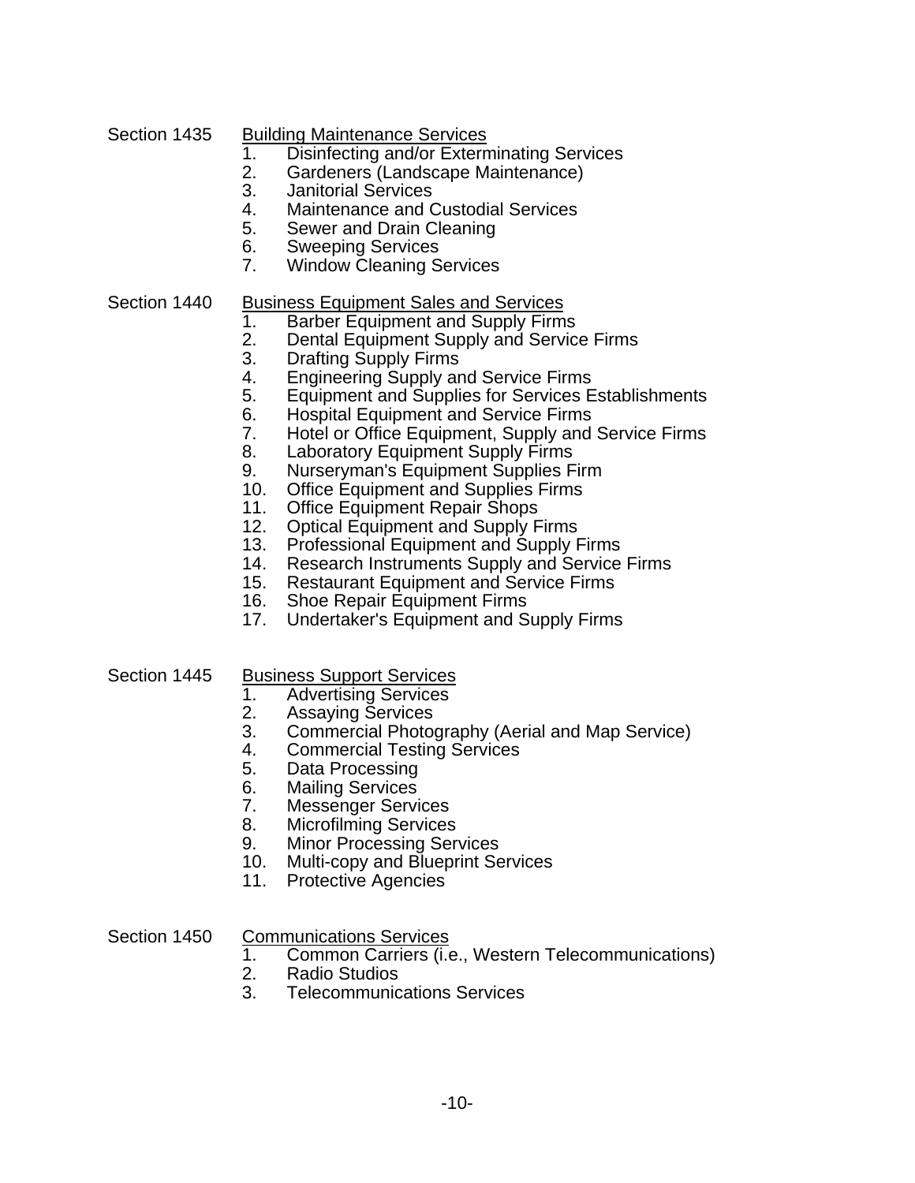Section 1435 Building Maintenance Services

1. Disinfecting and/or Exterminating Services
2. Gardeners (Landscape Maintenance)
3. Janitorial Services
4. Maintenance and Custodial Services
5. Sewer and Drain Cleaning
6. Sweeping Services
7. Window Cleaning Services

Section 1440 Business Equipment Sales and Services

1. Barber Equipment and Supply Firms
2. Dental Equipment Supply and Service Firms
3. Drafting Supply Firms
4. Engineering Supply and Service Firms
5. Equipment and Supplies for Services Establishments
6. Hospital Equipment and Service Firms
7. Hotel or Office Equipment, Supply and Service Firms
8. Laboratory Equipment Supply Firms
9. Nurseryman's Equipment Supplies Firm
10. Office Equipment and Supplies Firms
11. Office Equipment Repair Shops
12. Optical Equipment and Supply Firms
13. Professional Equipment and Supply Firms
14. Research Instruments Supply and Service Firms
15. Restaurant Equipment and Service Firms
16. Shoe Repair Equipment Firms
17. Undertaker's Equipment and Supply Firms

Section 1445 Business Support Services

1. Advertising Services
2. Assaying Services
3. Commercial Photography (Aerial and Map Service)
4. Commercial Testing Services
5. Data Processing
6. Mailing Services
7. Messenger Services
8. Microfilming Services
9. Minor Processing Services
10. Multi-copy and Blueprint Services
11. Protective Agencies

Section 1450 Communications Services

1. Common Carriers (i.e., Western Telecommunications)
2. Radio Studios
3. Telecommunications Services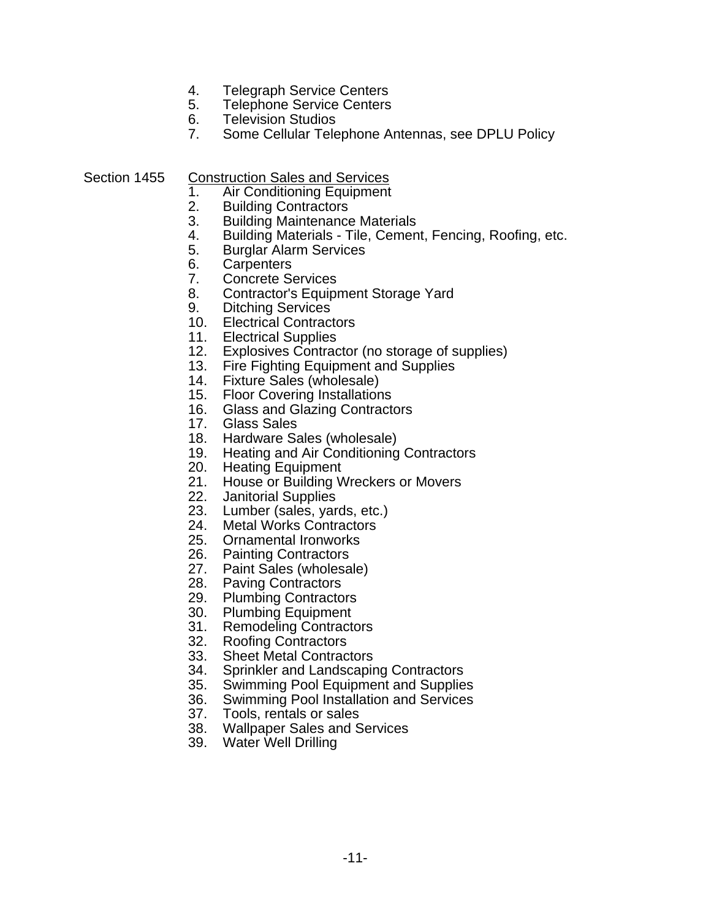4. Telegraph Service Centers
5. Telephone Service Centers
6. Television Studios
7. Some Cellular Telephone Antennas, see DPLU Policy

Section 1455 Construction Sales and Services

1. Air Conditioning Equipment
2. Building Contractors
3. Building Maintenance Materials
4. Building Materials - Tile, Cement, Fencing, Roofing, etc.
5. Burglar Alarm Services
6. Carpenters
7. Concrete Services
8. Contractor's Equipment Storage Yard
9. Ditching Services
10. Electrical Contractors
11. Electrical Supplies
12. Explosives Contractor (no storage of supplies)
13. Fire Fighting Equipment and Supplies
14. Fixture Sales (wholesale)
15. Floor Covering Installations
16. Glass and Glazing Contractors
17. Glass Sales
18. Hardware Sales (wholesale)
19. Heating and Air Conditioning Contractors
20. Heating Equipment
21. House or Building Wreckers or Movers
22. Janitorial Supplies
23. Lumber (sales, yards, etc.)
24. Metal Works Contractors
25. Ornamental Ironworks
26. Painting Contractors
27. Paint Sales (wholesale)
28. Paving Contractors
29. Plumbing Contractors
30. Plumbing Equipment
31. Remodeling Contractors
32. Roofing Contractors
33. Sheet Metal Contractors
34. Sprinkler and Landscaping Contractors
35. Swimming Pool Equipment and Supplies
36. Swimming Pool Installation and Services
37. Tools, rentals or sales
38. Wallpaper Sales and Services
39. Water Well Drilling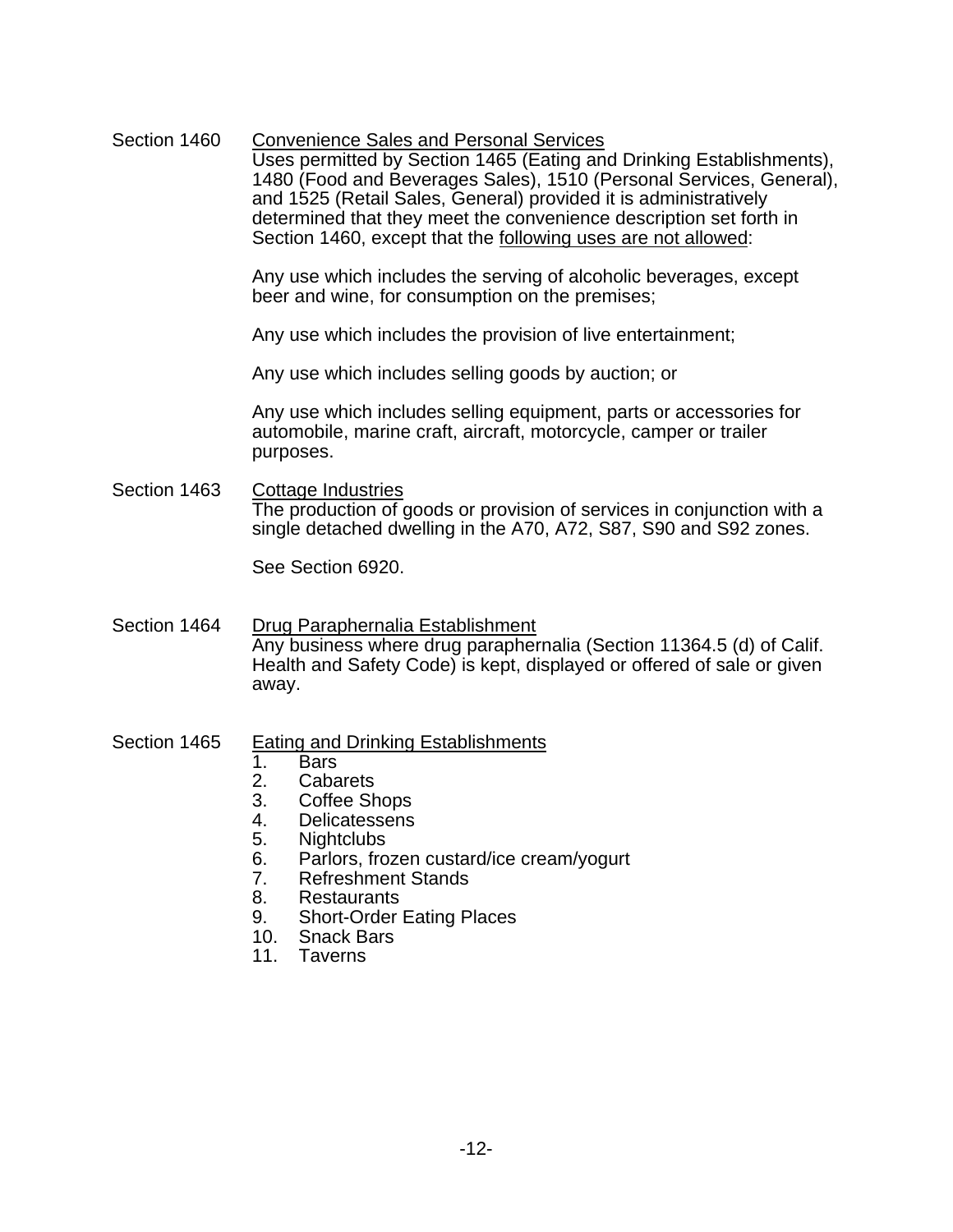Section 1460 Convenience Sales and Personal Services

Uses permitted by Section 1465 (Eating and Drinking Establishments), 1480 (Food and Beverages Sales), 1510 (Personal Services, General), and 1525 (Retail Sales, General) provided it is administratively determined that they meet the convenience description set forth in Section 1460, except that the following uses are not allowed:

Any use which includes the serving of alcoholic beverages, except beer and wine, for consumption on the premises;

Any use which includes the provision of live entertainment;

Any use which includes selling goods by auction; or

Any use which includes selling equipment, parts or accessories for automobile, marine craft, aircraft, motorcycle, camper or trailer purposes.

Section 1463 Cottage Industries

The production of goods or provision of services in conjunction with a single detached dwelling in the A70, A72, S87, S90 and S92 zones.

See Section 6920.

Section 1464 Drug Paraphernalia Establishment

Any business where drug paraphernalia (Section 11364.5 (d) of Calif. Health and Safety Code) is kept, displayed or offered of sale or given away.

Section 1465 Eating and Drinking Establishments

1. Bars
2. Cabarets
3. Coffee Shops
4. Delicatessens
5. Nightclubs
6. Parlors, frozen custard/ice cream/yogurt
7. Refreshment Stands
8. Restaurants
9. Short-Order Eating Places
10. Snack Bars
11. Taverns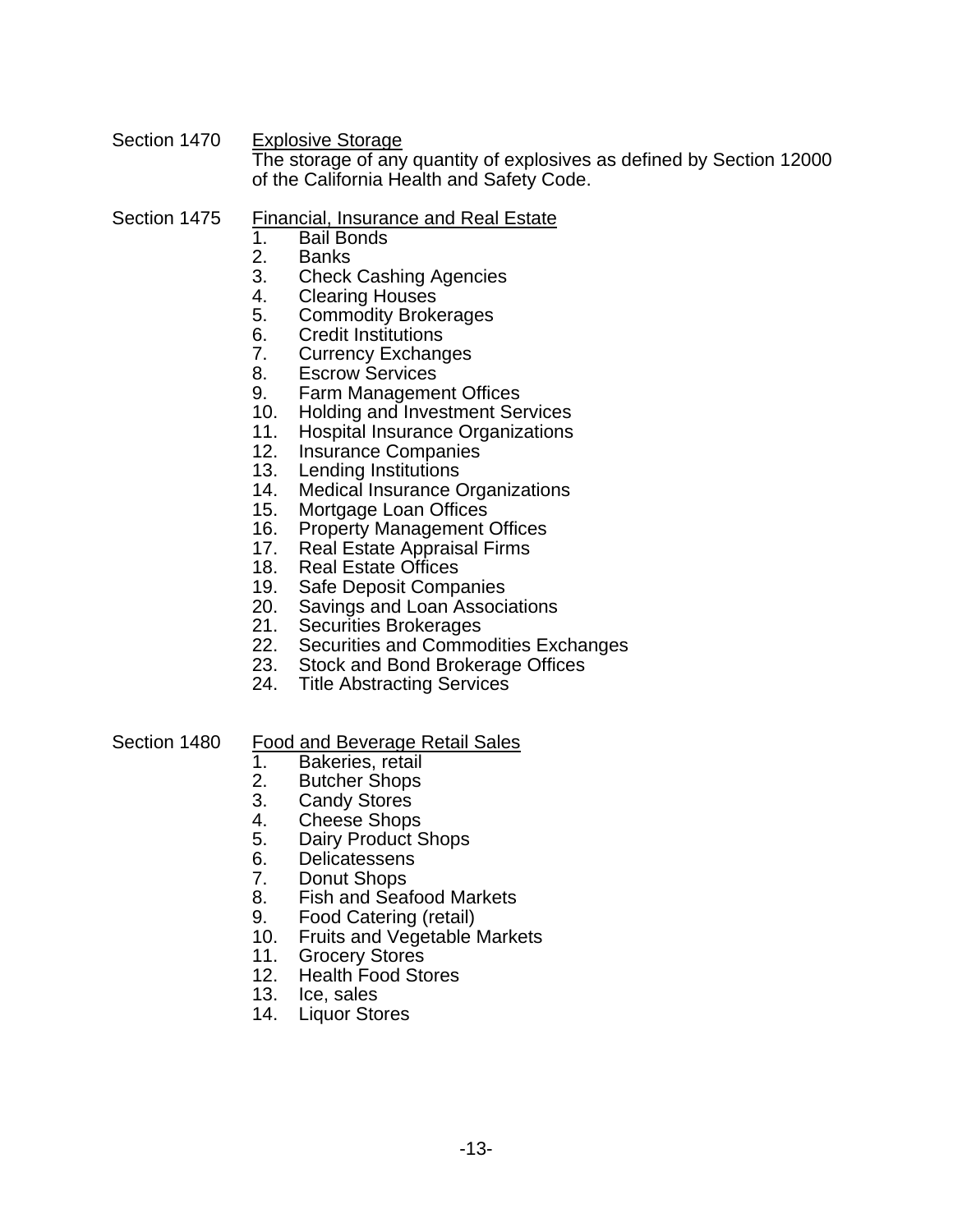Section 1470 <u>Explosive Storage</u>

The storage of any quantity of explosives as defined by Section 12000 of the California Health and Safety Code.

Section 1475 <u>Financial, Insurance and Real Estate</u>

1. Bail Bonds
2. Banks
3. Check Cashing Agencies
4. Clearing Houses
5. Commodity Brokerages
6. Credit Institutions
7. Currency Exchanges
8. Escrow Services
9. Farm Management Offices
10. Holding and Investment Services
11. Hospital Insurance Organizations
12. Insurance Companies
13. Lending Institutions
14. Medical Insurance Organizations
15. Mortgage Loan Offices
16. Property Management Offices
17. Real Estate Appraisal Firms
18. Real Estate Offices
19. Safe Deposit Companies
20. Savings and Loan Associations
21. Securities Brokerages
22. Securities and Commodities Exchanges
23. Stock and Bond Brokerage Offices
24. Title Abstracting Services

Section 1480 <u>Food and Beverage Retail Sales</u>

1. Bakeries, retail
2. Butcher Shops
3. Candy Stores
4. Cheese Shops
5. Dairy Product Shops
6. Delicatessens
7. Donut Shops
8. Fish and Seafood Markets
9. Food Catering (retail)
10. Fruits and Vegetable Markets
11. Grocery Stores
12. Health Food Stores
13. Ice, sales
14. Liquor Stores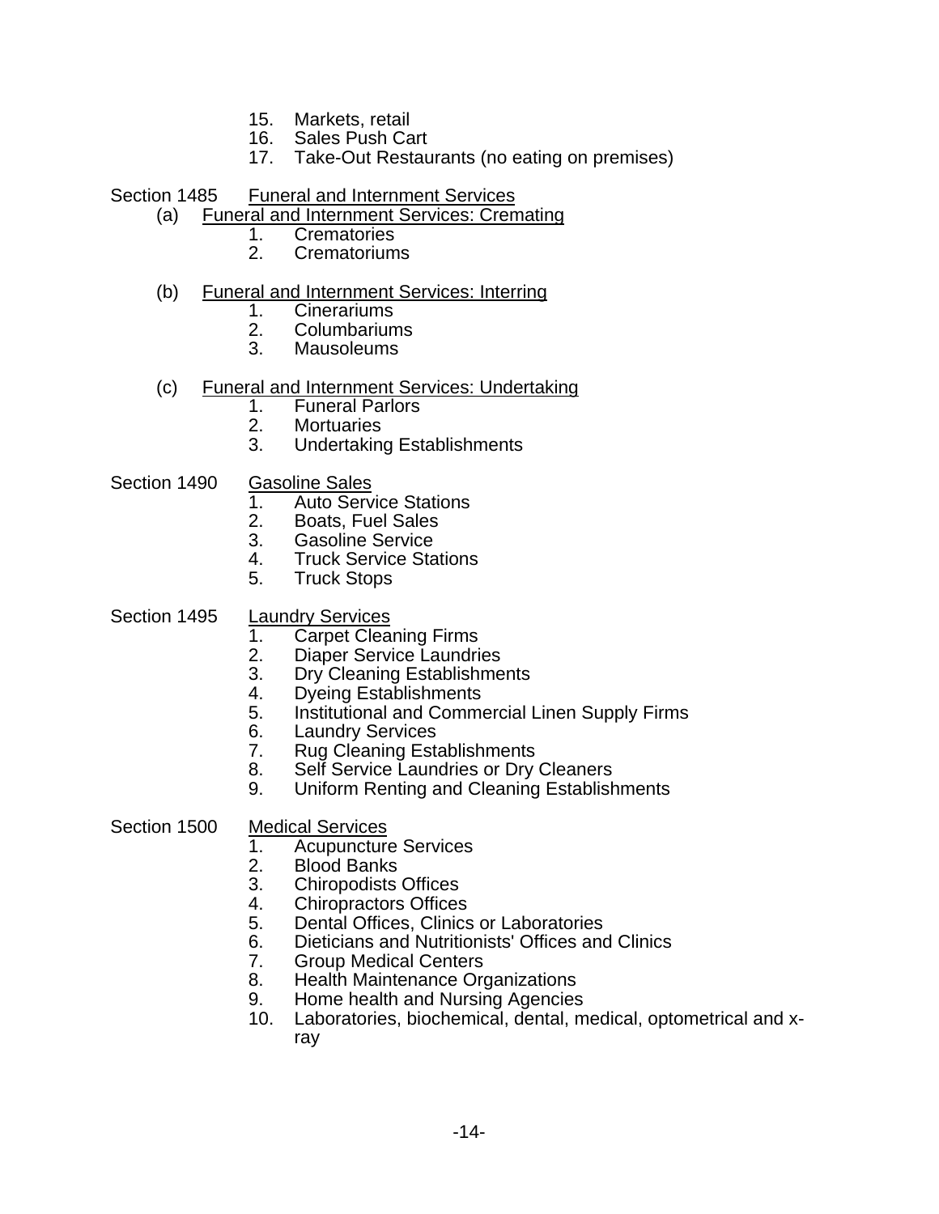15. Markets, retail
16. Sales Push Cart
17. Take-Out Restaurants (no eating on premises)

Section 1485 Funeral and Internment Services

(a) Funeral and Internment Services: Cremating

1. Crematories
2. Crematoriums

(b) Funeral and Internment Services: Interring

1. Cinerariums
2. Columbariums
3. Mausoleums

(c) Funeral and Internment Services: Undertaking

1. Funeral Parlors
2. Mortuaries
3. Undertaking Establishments

Section 1490 Gasoline Sales

1. Auto Service Stations
2. Boats, Fuel Sales
3. Gasoline Service
4. Truck Service Stations
5. Truck Stops

Section 1495 Laundry Services

1. Carpet Cleaning Firms
2. Diaper Service Laundries
3. Dry Cleaning Establishments
4. Dyeing Establishments
5. Institutional and Commercial Linen Supply Firms
6. Laundry Services
7. Rug Cleaning Establishments
8. Self Service Laundries or Dry Cleaners
9. Uniform Renting and Cleaning Establishments

Section 1500 Medical Services

1. Acupuncture Services
2. Blood Banks
3. Chiropodists Offices
4. Chiropractors Offices
5. Dental Offices, Clinics or Laboratories
6. Dieticians and Nutritionists' Offices and Clinics
7. Group Medical Centers
8. Health Maintenance Organizations
9. Home health and Nursing Agencies
10. Laboratories, biochemical, dental, medical, optometrical and x-ray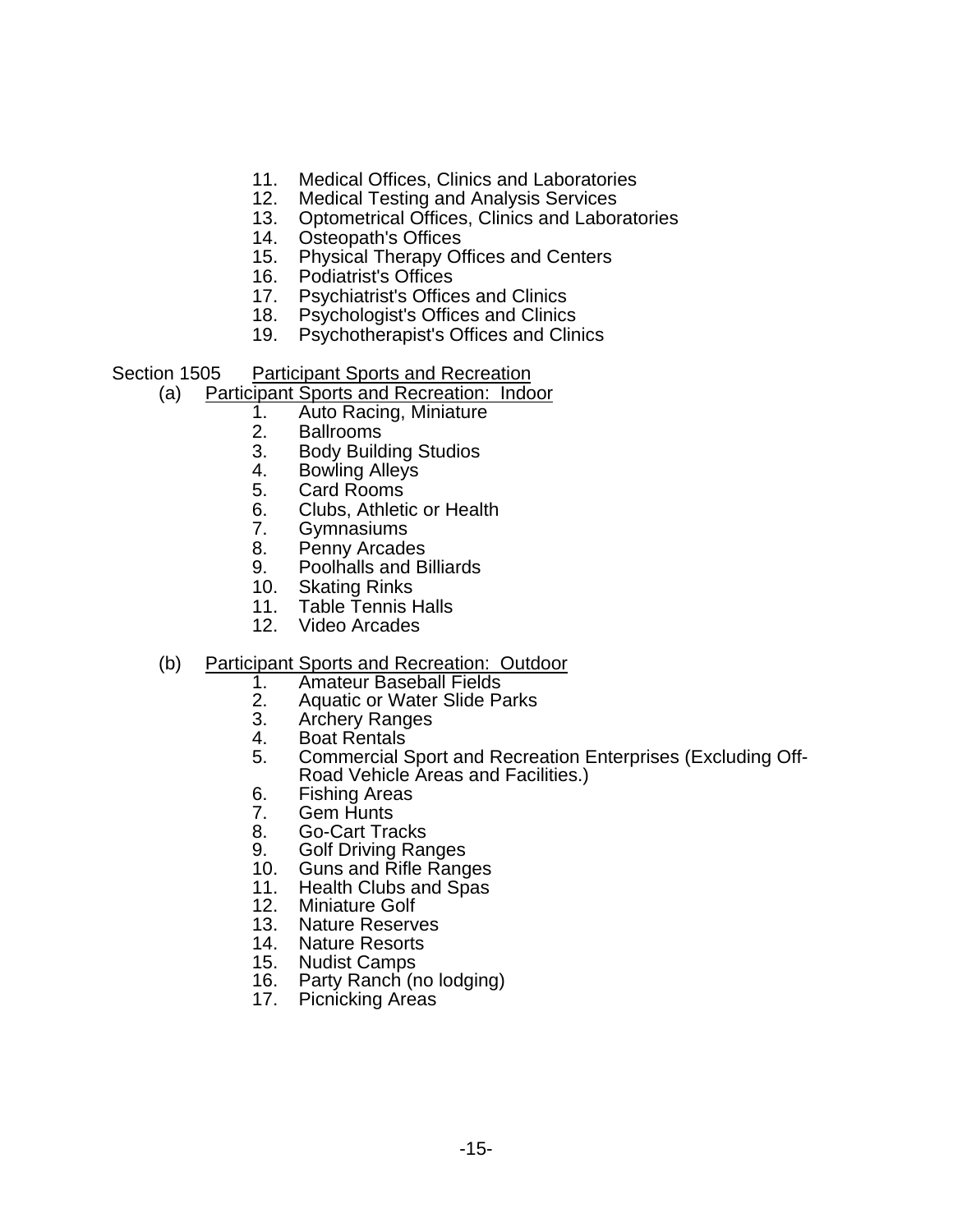11. Medical Offices, Clinics and Laboratories
12. Medical Testing and Analysis Services
13. Optometrical Offices, Clinics and Laboratories
14. Osteopath's Offices
15. Physical Therapy Offices and Centers
16. Podiatrist's Offices
17. Psychiatrist's Offices and Clinics
18. Psychologist's Offices and Clinics
19. Psychotherapist's Offices and Clinics

Section 1505 Participant Sports and Recreation

(a) Participant Sports and Recreation: Indoor

1. Auto Racing, Miniature
2. Ballrooms
3. Body Building Studios
4. Bowling Alleys
5. Card Rooms
6. Clubs, Athletic or Health
7. Gymnasiums
8. Penny Arcades
9. Poolhalls and Billiards
10. Skating Rinks
11. Table Tennis Halls
12. Video Arcades

(b) Participant Sports and Recreation: Outdoor

1. Amateur Baseball Fields
2. Aquatic or Water Slide Parks
3. Archery Ranges
4. Boat Rentals
5. Commercial Sport and Recreation Enterprises (Excluding Off-Road Vehicle Areas and Facilities.)
6. Fishing Areas
7. Gem Hunts
8. Go-Cart Tracks
9. Golf Driving Ranges
10. Guns and Rifle Ranges
11. Health Clubs and Spas
12. Miniature Golf
13. Nature Reserves
14. Nature Resorts
15. Nudist Camps
16. Party Ranch (no lodging)
17. Picnicking Areas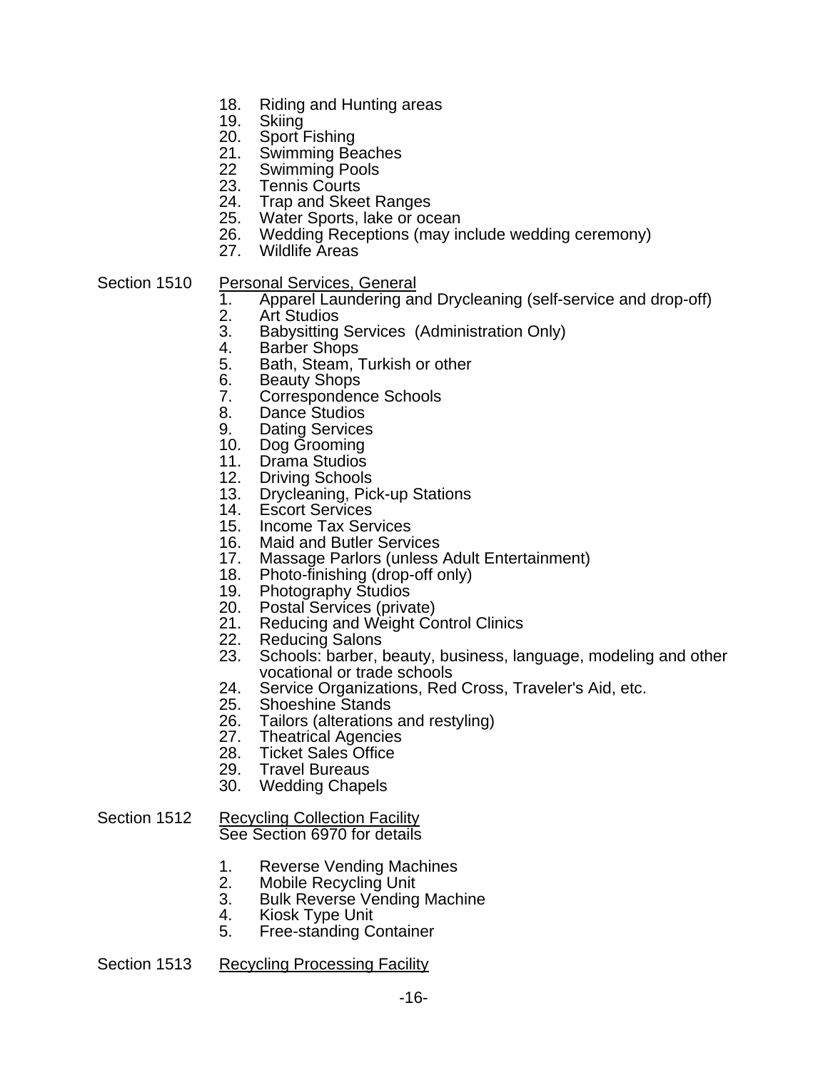18. Riding and Hunting areas
19. Skiing
20. Sport Fishing
21. Swimming Beaches
22 Swimming Pools
23. Tennis Courts
24. Trap and Skeet Ranges
25. Water Sports, lake or ocean
26. Wedding Receptions (may include wedding ceremony)
27. Wildlife Areas

Section 1510 Personal Services, General

1. Apparel Laundering and Drycleaning (self-service and drop-off)
2. Art Studios
3. Babysitting Services (Administration Only)
4. Barber Shops
5. Bath, Steam, Turkish or other
6. Beauty Shops
7. Correspondence Schools
8. Dance Studios
9. Dating Services
10. Dog Grooming
11. Drama Studios
12. Driving Schools
13. Drycleaning, Pick-up Stations
14. Escort Services
15. Income Tax Services
16. Maid and Butler Services
17. Massage Parlors (unless Adult Entertainment)
18. Photo-finishing (drop-off only)
19. Photography Studios
20. Postal Services (private)
21. Reducing and Weight Control Clinics
22. Reducing Salons
23. Schools: barber, beauty, business, language, modeling and other vocational or trade schools
24. Service Organizations, Red Cross, Traveler's Aid, etc.
25. Shoeshine Stands
26. Tailors (alterations and restyling)
27. Theatrical Agencies
28. Ticket Sales Office
29. Travel Bureaus
30. Wedding Chapels

Section 1512 Recycling Collection Facility

See Section 6970 for details

1. Reverse Vending Machines
2. Mobile Recycling Unit
3. Bulk Reverse Vending Machine
4. Kiosk Type Unit
5. Free-standing Container

Section 1513 Recycling Processing Facility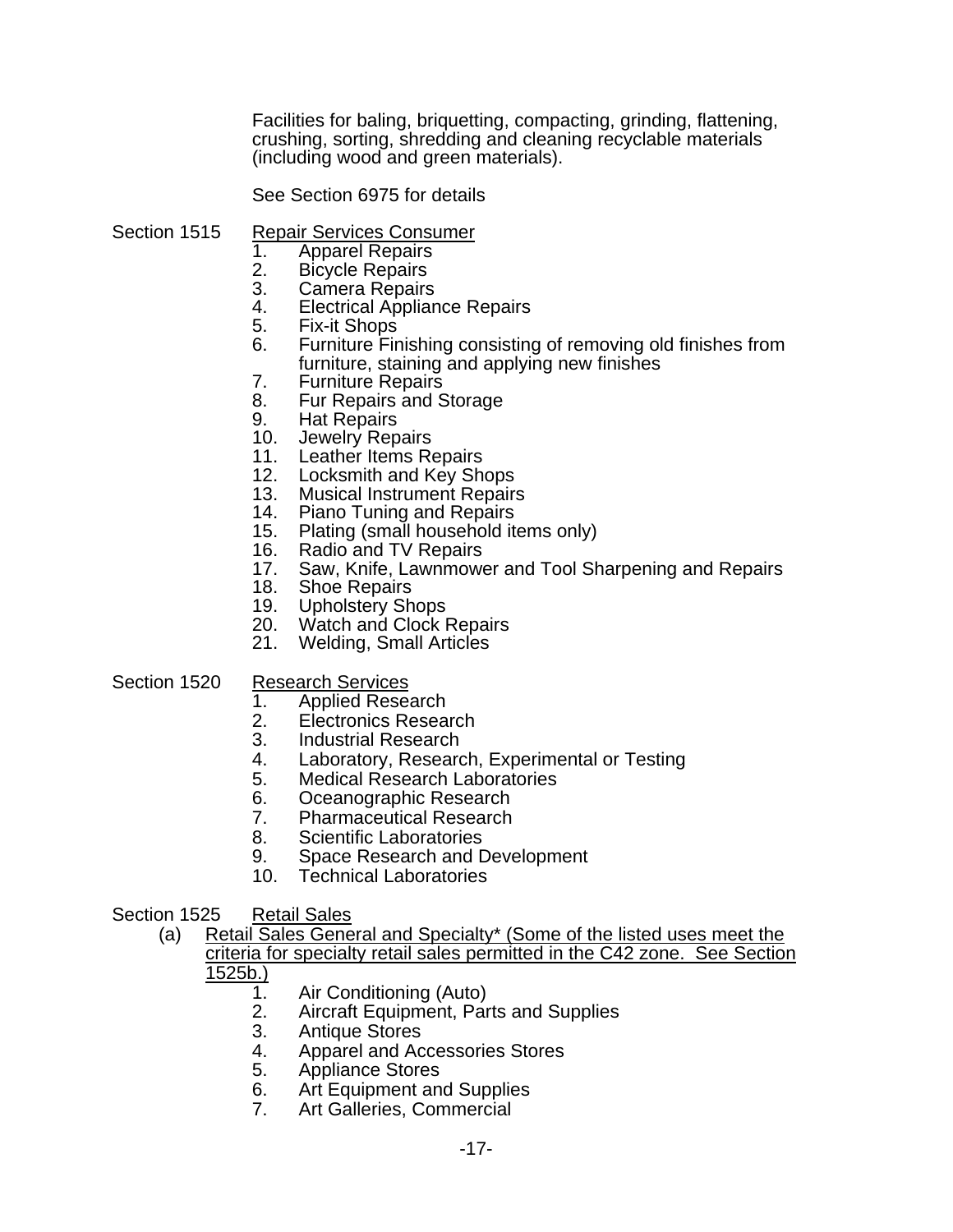Facilities for baling, briquetting, compacting, grinding, flattening, crushing, sorting, shredding and cleaning recyclable materials (including wood and green materials).

See Section 6975 for details

Section 1515 Repair Services Consumer

1. Apparel Repairs
2. Bicycle Repairs
3. Camera Repairs
4. Electrical Appliance Repairs
5. Fix-it Shops
6. Furniture Finishing consisting of removing old finishes from furniture, staining and applying new finishes
7. Furniture Repairs
8. Fur Repairs and Storage
9. Hat Repairs
10. Jewelry Repairs
11. Leather Items Repairs
12. Locksmith and Key Shops
13. Musical Instrument Repairs
14. Piano Tuning and Repairs
15. Plating (small household items only)
16. Radio and TV Repairs
17. Saw, Knife, Lawnmower and Tool Sharpening and Repairs
18. Shoe Repairs
19. Upholstery Shops
20. Watch and Clock Repairs
21. Welding, Small Articles

Section 1520 Research Services

1. Applied Research
2. Electronics Research
3. Industrial Research
4. Laboratory, Research, Experimental or Testing
5. Medical Research Laboratories
6. Oceanographic Research
7. Pharmaceutical Research
8. Scientific Laboratories
9. Space Research and Development
10. Technical Laboratories

Section 1525 Retail Sales

(a) Retail Sales General and Specialty* (Some of the listed uses meet the criteria for specialty retail sales permitted in the C42 zone. See Section 1525b.)

1. Air Conditioning (Auto)
2. Aircraft Equipment, Parts and Supplies
3. Antique Stores
4. Apparel and Accessories Stores
5. Appliance Stores
6. Art Equipment and Supplies
7. Art Galleries, Commercial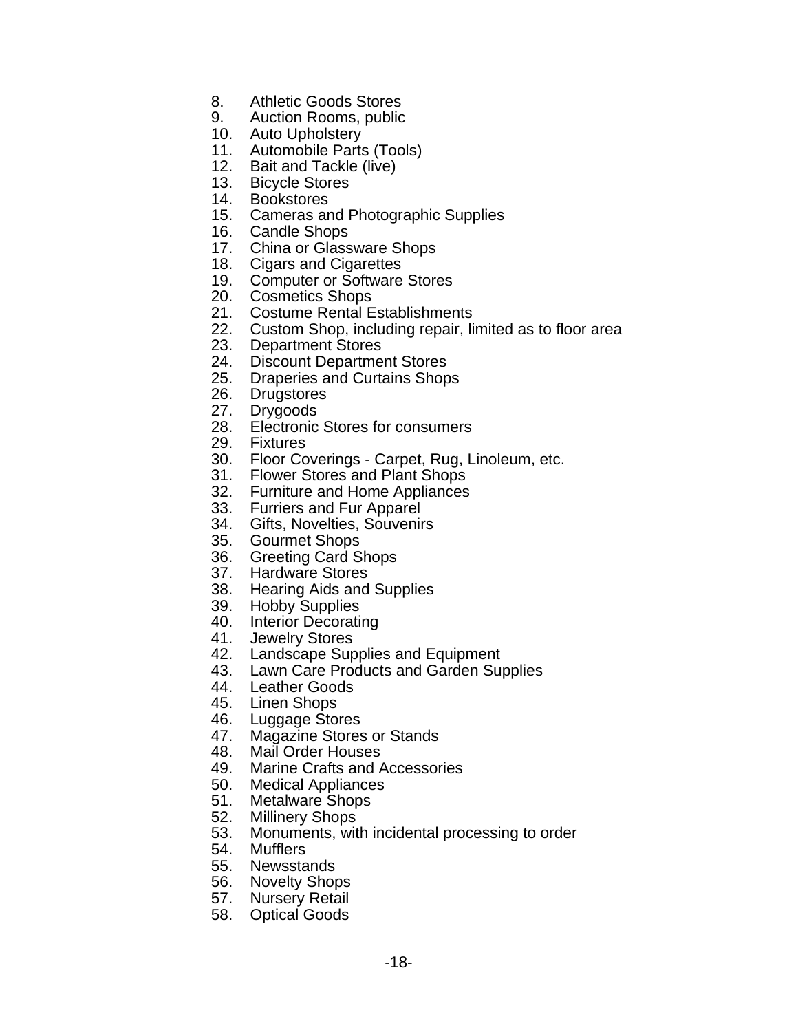8. Athletic Goods Stores
9. Auction Rooms, public
10. Auto Upholstery
11. Automobile Parts (Tools)
12. Bait and Tackle (live)
13. Bicycle Stores
14. Bookstores
15. Cameras and Photographic Supplies
16. Candle Shops
17. China or Glassware Shops
18. Cigars and Cigarettes
19. Computer or Software Stores
20. Cosmetics Shops
21. Costume Rental Establishments
22. Custom Shop, including repair, limited as to floor area
23. Department Stores
24. Discount Department Stores
25. Draperies and Curtains Shops
26. Drugstores
27. Drygoods
28. Electronic Stores for consumers
29. Fixtures
30. Floor Coverings - Carpet, Rug, Linoleum, etc.
31. Flower Stores and Plant Shops
32. Furniture and Home Appliances
33. Furriers and Fur Apparel
34. Gifts, Novelties, Souvenirs
35. Gourmet Shops
36. Greeting Card Shops
37. Hardware Stores
38. Hearing Aids and Supplies
39. Hobby Supplies
40. Interior Decorating
41. Jewelry Stores
42. Landscape Supplies and Equipment
43. Lawn Care Products and Garden Supplies
44. Leather Goods
45. Linen Shops
46. Luggage Stores
47. Magazine Stores or Stands
48. Mail Order Houses
49. Marine Crafts and Accessories
50. Medical Appliances
51. Metalware Shops
52. Millinery Shops
53. Monuments, with incidental processing to order
54. Mufflers
55. Newsstands
56. Novelty Shops
57. Nursery Retail
58. Optical Goods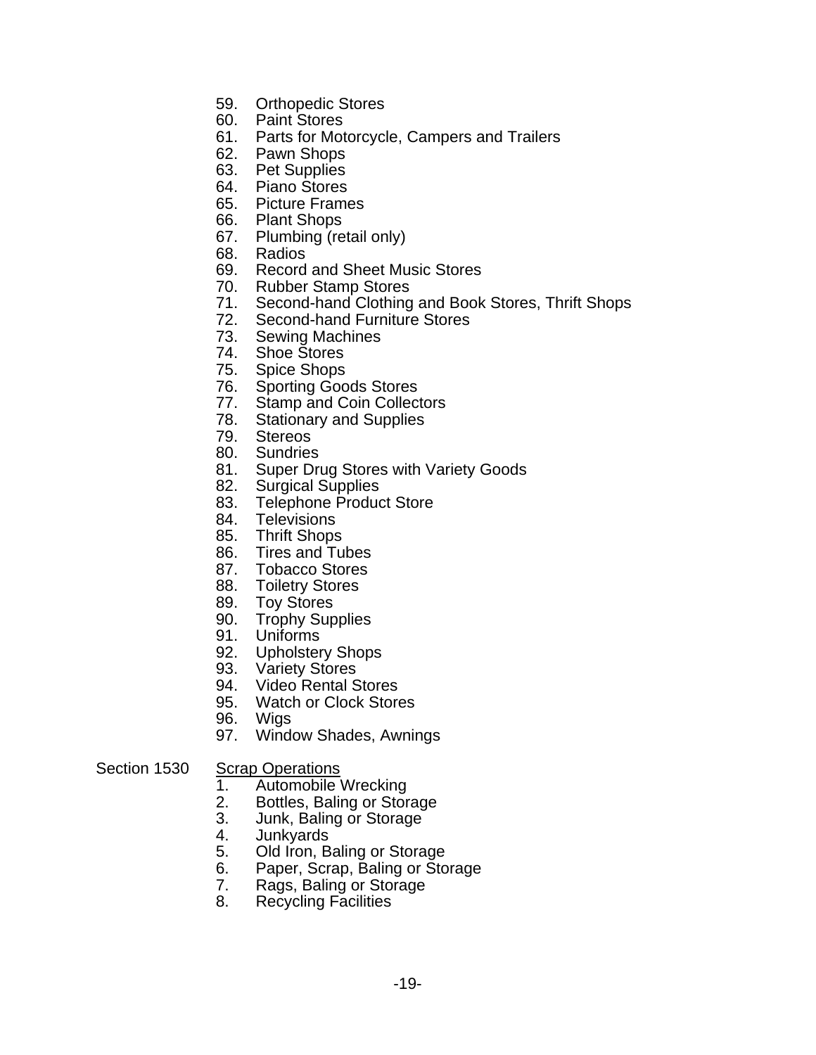59. Orthopedic Stores
60. Paint Stores
61. Parts for Motorcycle, Campers and Trailers
62. Pawn Shops
63. Pet Supplies
64. Piano Stores
65. Picture Frames
66. Plant Shops
67. Plumbing (retail only)
68. Radios
69. Record and Sheet Music Stores
70. Rubber Stamp Stores
71. Second-hand Clothing and Book Stores, Thrift Shops
72. Second-hand Furniture Stores
73. Sewing Machines
74. Shoe Stores
75. Spice Shops
76. Sporting Goods Stores
77. Stamp and Coin Collectors
78. Stationary and Supplies
79. Stereos
80. Sundries
81. Super Drug Stores with Variety Goods
82. Surgical Supplies
83. Telephone Product Store
84. Televisions
85. Thrift Shops
86. Tires and Tubes
87. Tobacco Stores
88. Toiletry Stores
89. Toy Stores
90. Trophy Supplies
91. Uniforms
92. Upholstery Shops
93. Variety Stores
94. Video Rental Stores
95. Watch or Clock Stores
96. Wigs
97. Window Shades, Awnings

Section 1530 <u>Scrap Operations</u>

1. Automobile Wrecking
2. Bottles, Baling or Storage
3. Junk, Baling or Storage
4. Junkyards
5. Old Iron, Baling or Storage
6. Paper, Scrap, Baling or Storage
7. Rags, Baling or Storage
8. Recycling Facilities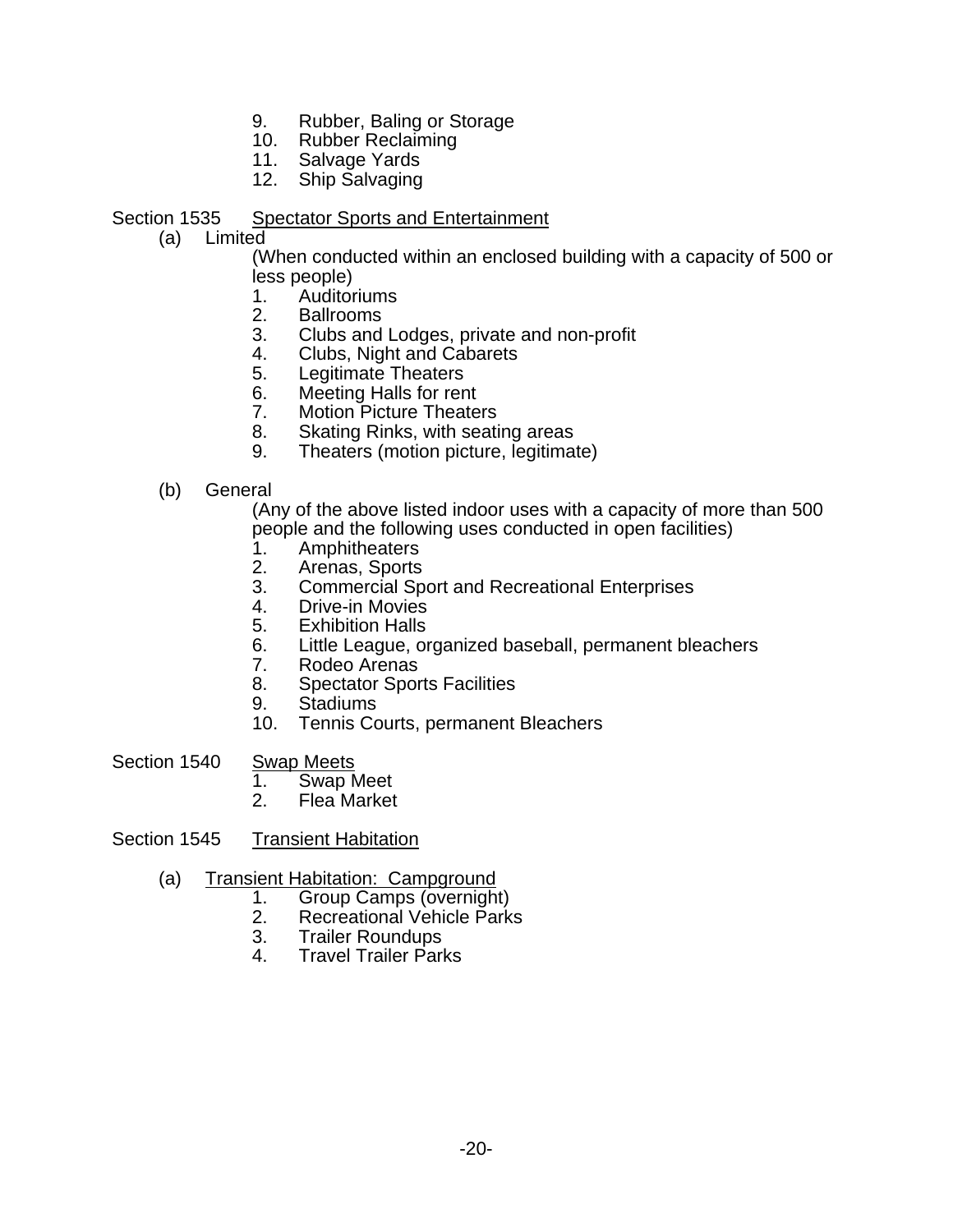9. Rubber, Baling or Storage
10. Rubber Reclaiming
11. Salvage Yards
12. Ship Salvaging

Section 1535 Spectator Sports and Entertainment

(a) Limited

(When conducted within an enclosed building with a capacity of 500 or less people)

1. Auditoriums
2. Ballrooms
3. Clubs and Lodges, private and non-profit
4. Clubs, Night and Cabarets
5. Legitimate Theaters
6. Meeting Halls for rent
7. Motion Picture Theaters
8. Skating Rinks, with seating areas
9. Theaters (motion picture, legitimate)

(b) General

(Any of the above listed indoor uses with a capacity of more than 500 people and the following uses conducted in open facilities)

1. Amphitheaters
2. Arenas, Sports
3. Commercial Sport and Recreational Enterprises
4. Drive-in Movies
5. Exhibition Halls
6. Little League, organized baseball, permanent bleachers
7. Rodeo Arenas
8. Spectator Sports Facilities
9. Stadiums
10. Tennis Courts, permanent Bleachers

Section 1540 Swap Meets

1. Swap Meet
2. Flea Market

Section 1545 Transient Habitation

(a) Transient Habitation: Campground

1. Group Camps (overnight)
2. Recreational Vehicle Parks
3. Trailer Roundups
4. Travel Trailer Parks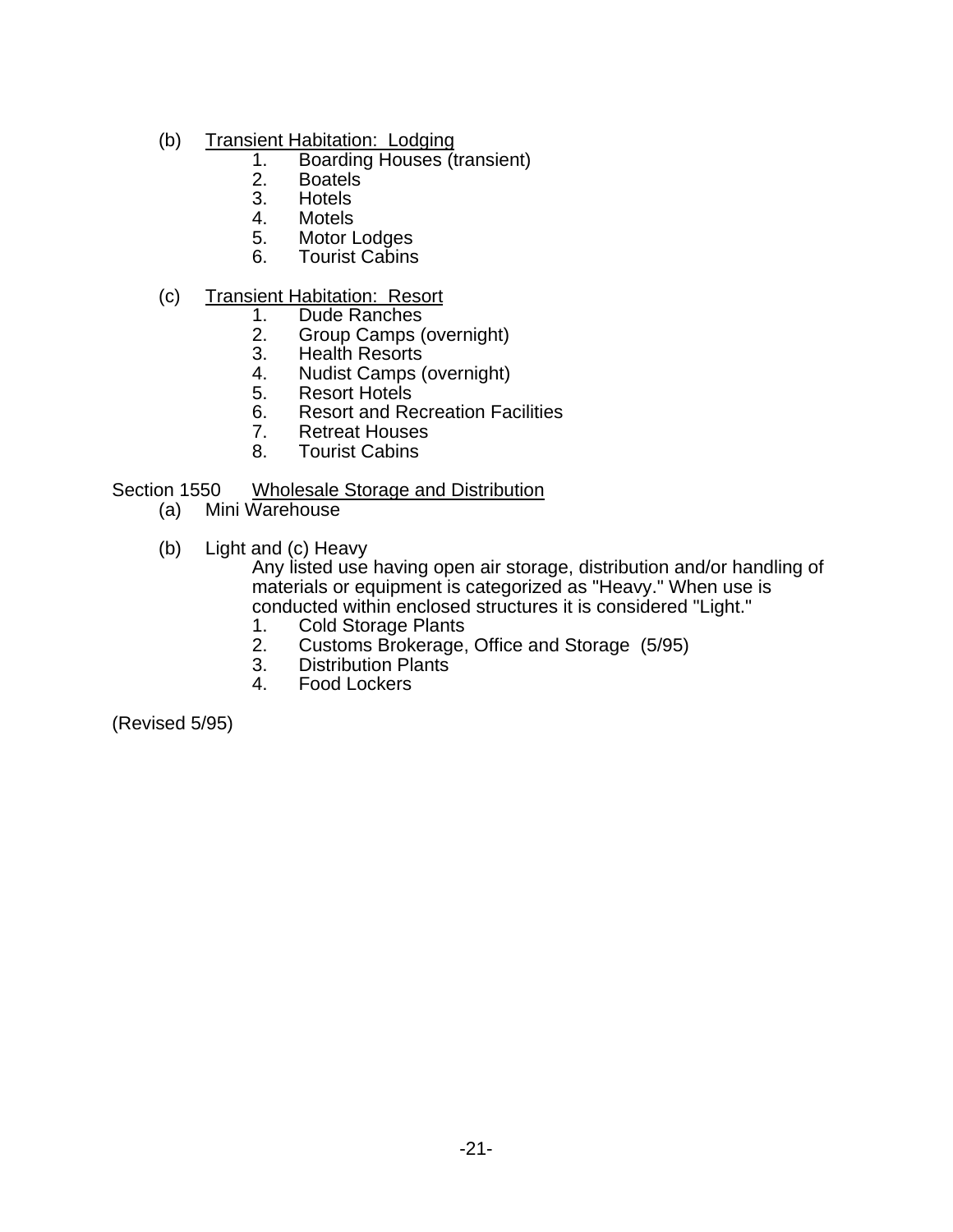(b) Transient Habitation: Lodging
  1. Boarding Houses (transient)
  2. Boatels
  3. Hotels
  4. Motels
  5. Motor Lodges
  6. Tourist Cabins

(c) Transient Habitation: Resort
  1. Dude Ranches
  2. Group Camps (overnight)
  3. Health Resorts
  4. Nudist Camps (overnight)
  5. Resort Hotels
  6. Resort and Recreation Facilities
  7. Retreat Houses
  8. Tourist Cabins

Section 1550 Wholesale Storage and Distribution

(a) Mini Warehouse

(b) Light and (c) Heavy

Any listed use having open air storage, distribution and/or handling of materials or equipment is categorized as "Heavy." When use is conducted within enclosed structures it is considered "Light."

  1. Cold Storage Plants
  2. Customs Brokerage, Office and Storage (5/95)
  3. Distribution Plants
  4. Food Lockers

(Revised 5/95)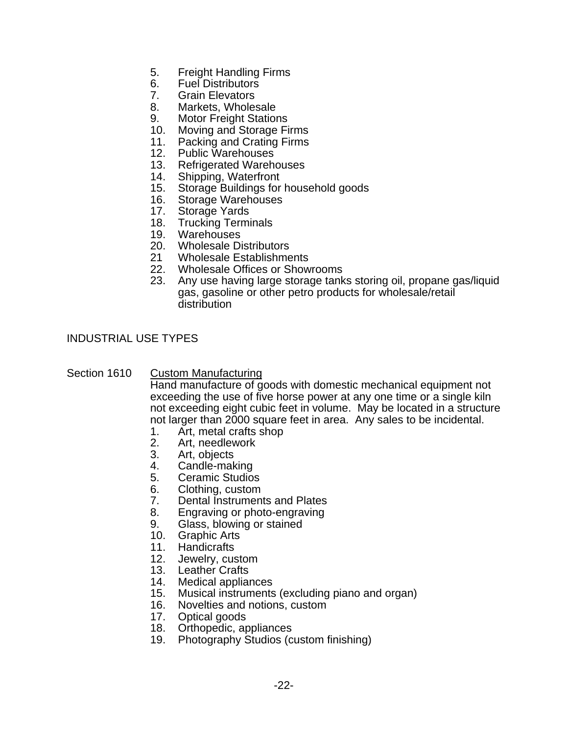5. Freight Handling Firms
6. Fuel Distributors
7. Grain Elevators
8. Markets, Wholesale
9. Motor Freight Stations
10. Moving and Storage Firms
11. Packing and Crating Firms
12. Public Warehouses
13. Refrigerated Warehouses
14. Shipping, Waterfront
15. Storage Buildings for household goods
16. Storage Warehouses
17. Storage Yards
18. Trucking Terminals
19. Warehouses
20. Wholesale Distributors
21 Wholesale Establishments
22. Wholesale Offices or Showrooms
23. Any use having large storage tanks storing oil, propane gas/liquid gas, gasoline or other petro products for wholesale/retail distribution

## INDUSTRIAL USE TYPES

Section 1610 <u>Custom Manufacturing</u>

Hand manufacture of goods with domestic mechanical equipment not exceeding the use of five horse power at any one time or a single kiln not exceeding eight cubic feet in volume. May be located in a structure not larger than 2000 square feet in area. Any sales to be incidental.

1. Art, metal crafts shop
2. Art, needlework
3. Art, objects
4. Candle-making
5. Ceramic Studios
6. Clothing, custom
7. Dental Instruments and Plates
8. Engraving or photo-engraving
9. Glass, blowing or stained
10. Graphic Arts
11. Handicrafts
12. Jewelry, custom
13. Leather Crafts
14. Medical appliances
15. Musical instruments (excluding piano and organ)
16. Novelties and notions, custom
17. Optical goods
18. Orthopedic, appliances
19. Photography Studios (custom finishing)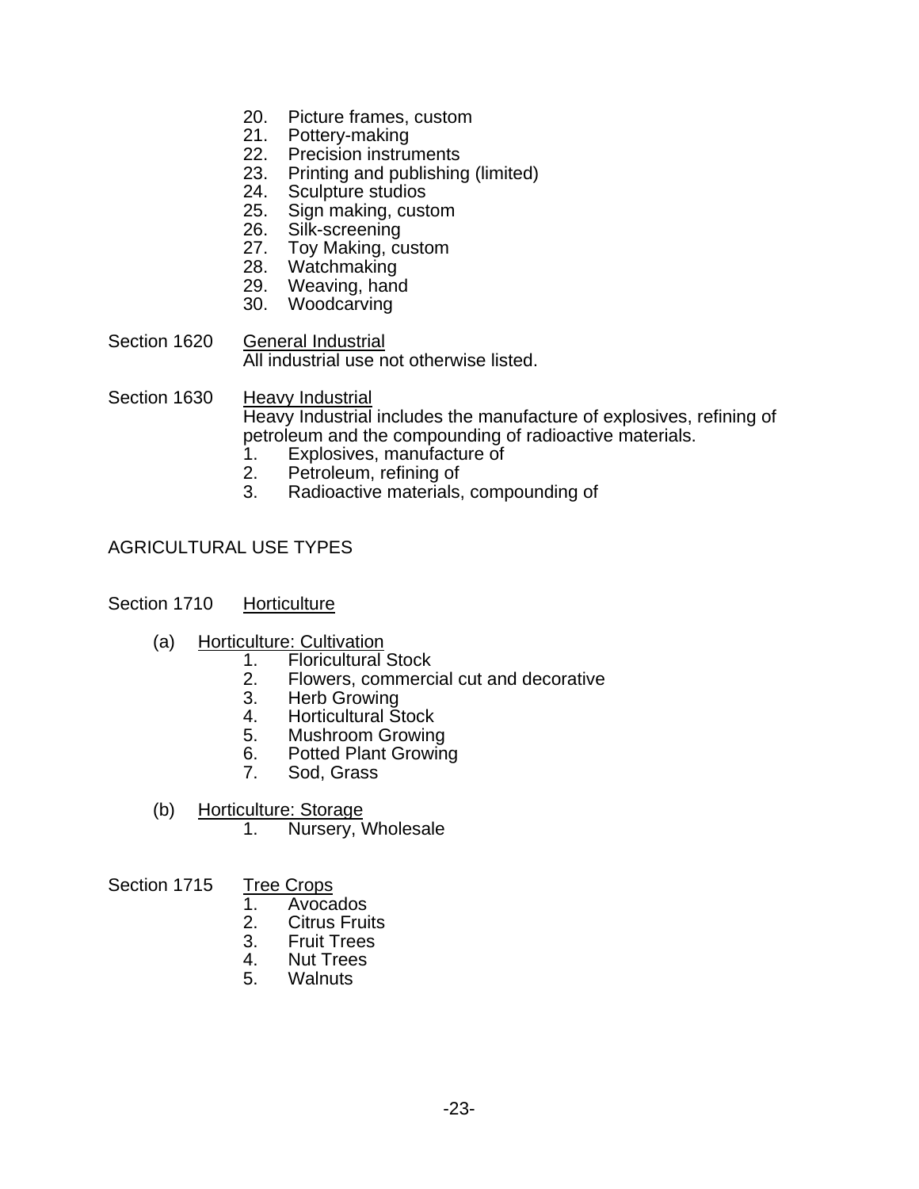20. Picture frames, custom
21. Pottery-making
22. Precision instruments
23. Printing and publishing (limited)
24. Sculpture studios
25. Sign making, custom
26. Silk-screening
27. Toy Making, custom
28. Watchmaking
29. Weaving, hand
30. Woodcarving

Section 1620 General Industrial

All industrial use not otherwise listed.

Section 1630 Heavy Industrial

Heavy Industrial includes the manufacture of explosives, refining of petroleum and the compounding of radioactive materials.

1. Explosives, manufacture of
2. Petroleum, refining of
3. Radioactive materials, compounding of

## AGRICULTURAL USE TYPES

Section 1710 Horticulture

(a) Horticulture: Cultivation

1. Floricultural Stock
2. Flowers, commercial cut and decorative
3. Herb Growing
4. Horticultural Stock
5. Mushroom Growing
6. Potted Plant Growing
7. Sod, Grass

(b) Horticulture: Storage

1. Nursery, Wholesale

Section 1715 Tree Crops

1. Avocados
2. Citrus Fruits
3. Fruit Trees
4. Nut Trees
5. Walnuts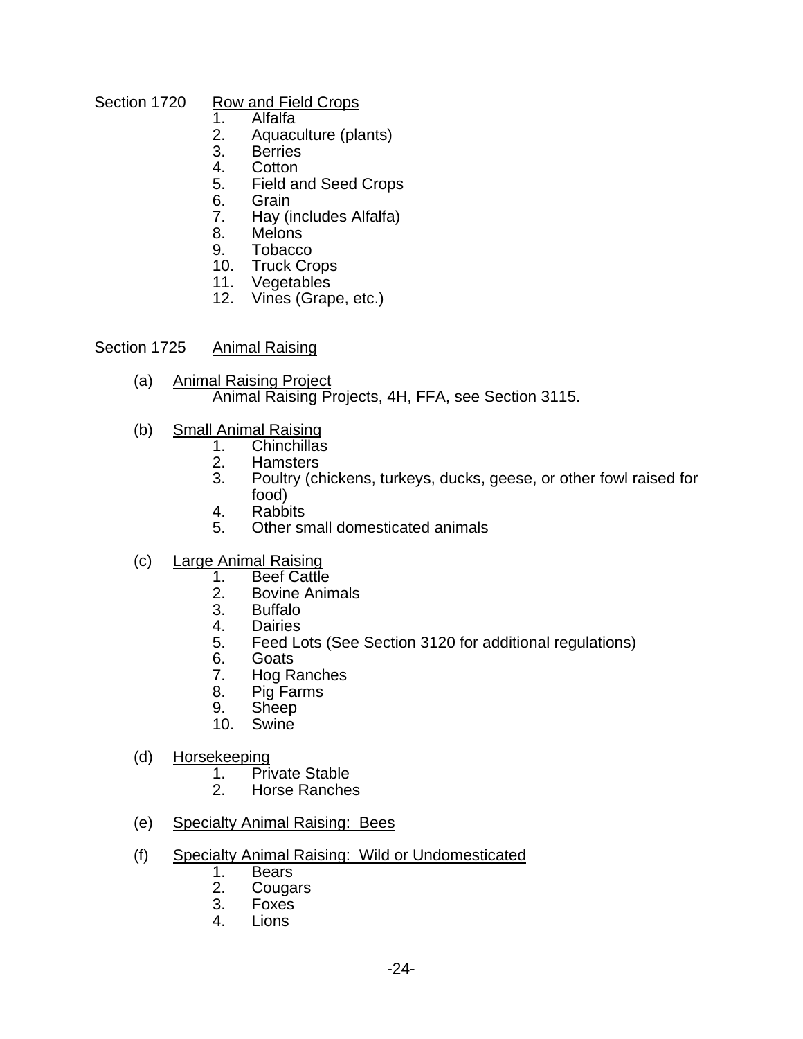Section 1720 Row and Field Crops

1. Alfalfa
2. Aquaculture (plants)
3. Berries
4. Cotton
5. Field and Seed Crops
6. Grain
7. Hay (includes Alfalfa)
8. Melons
9. Tobacco
10. Truck Crops
11. Vegetables
12. Vines (Grape, etc.)

Section 1725 Animal Raising

(a) Animal Raising Project

Animal Raising Projects, 4H, FFA, see Section 3115.

(b) Small Animal Raising

1. Chinchillas
2. Hamsters
3. Poultry (chickens, turkeys, ducks, geese, or other fowl raised for food)
4. Rabbits
5. Other small domesticated animals

(c) Large Animal Raising

1. Beef Cattle
2. Bovine Animals
3. Buffalo
4. Dairies
5. Feed Lots (See Section 3120 for additional regulations)
6. Goats
7. Hog Ranches
8. Pig Farms
9. Sheep
10. Swine

(d) Horsekeeping

1. Private Stable
2. Horse Ranches

(e) Specialty Animal Raising: Bees

(f) Specialty Animal Raising: Wild or Undomesticated

1. Bears
2. Cougars
3. Foxes
4. Lions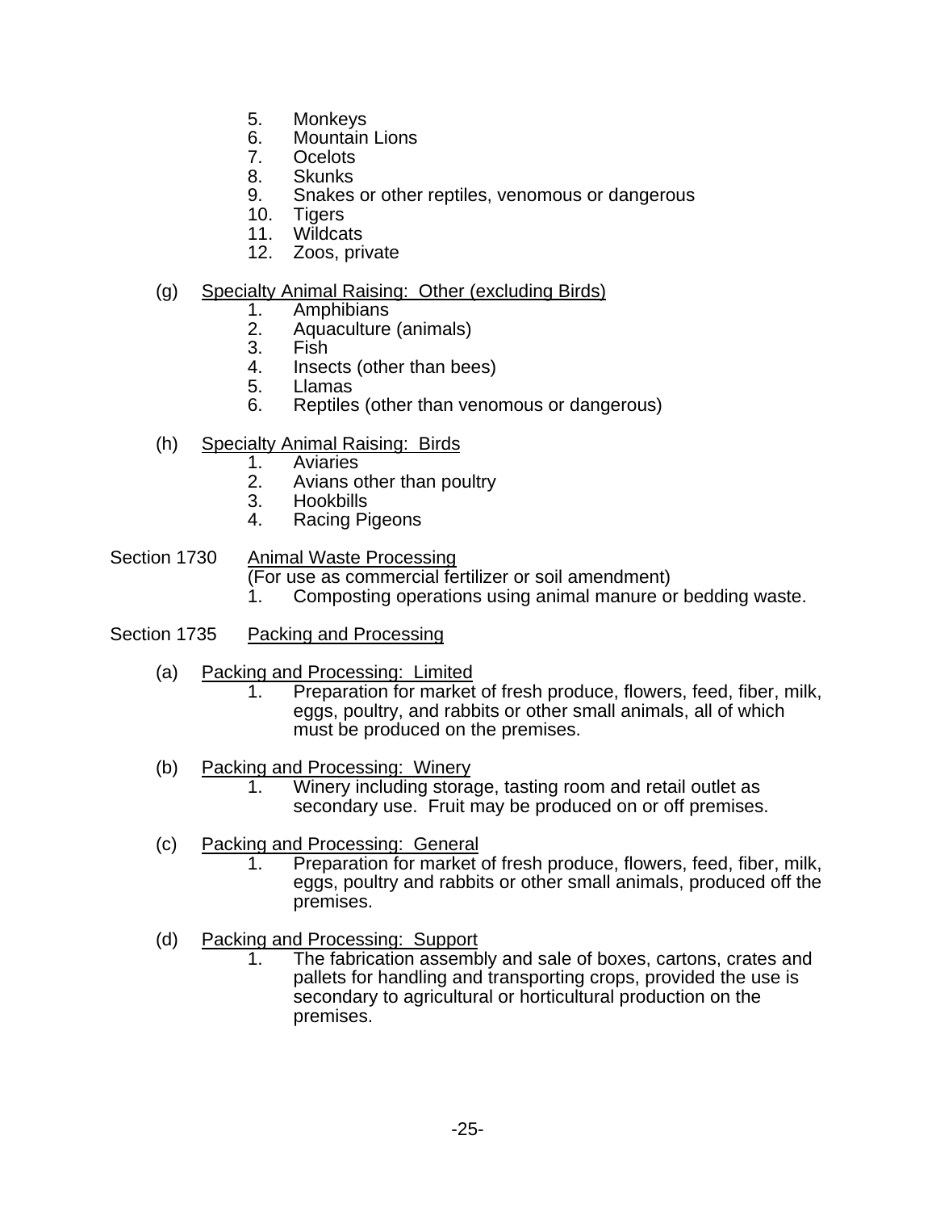5. Monkeys
6. Mountain Lions
7. Ocelots
8. Skunks
9. Snakes or other reptiles, venomous or dangerous
10. Tigers
11. Wildcats
12. Zoos, private

(g) Specialty Animal Raising: Other (excluding Birds)

1. Amphibians
2. Aquaculture (animals)
3. Fish
4. Insects (other than bees)
5. Llamas
6. Reptiles (other than venomous or dangerous)

(h) Specialty Animal Raising: Birds

1. Aviaries
2. Avians other than poultry
3. Hookbills
4. Racing Pigeons

Section 1730 Animal Waste Processing

(For use as commercial fertilizer or soil amendment)

1. Composting operations using animal manure or bedding waste.

Section 1735 Packing and Processing

(a) Packing and Processing: Limited

1. Preparation for market of fresh produce, flowers, feed, fiber, milk, eggs, poultry, and rabbits or other small animals, all of which must be produced on the premises.

(b) Packing and Processing: Winery

1. Winery including storage, tasting room and retail outlet as secondary use. Fruit may be produced on or off premises.

(c) Packing and Processing: General

1. Preparation for market of fresh produce, flowers, feed, fiber, milk, eggs, poultry and rabbits or other small animals, produced off the premises.

(d) Packing and Processing: Support

1. The fabrication assembly and sale of boxes, cartons, crates and pallets for handling and transporting crops, provided the use is secondary to agricultural or horticultural production on the premises.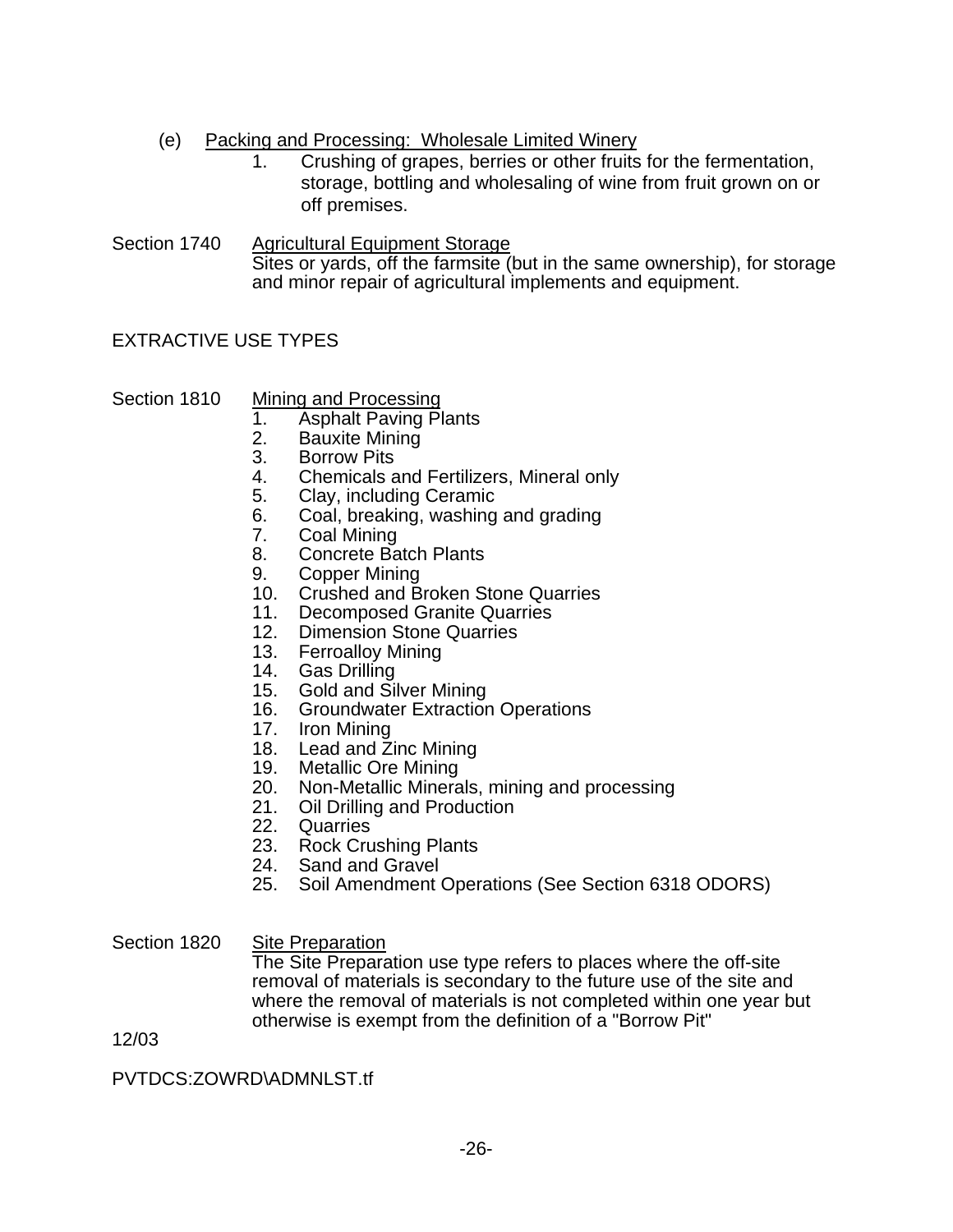(e) Packing and Processing: Wholesale Limited Winery

1. Crushing of grapes, berries or other fruits for the fermentation, storage, bottling and wholesaling of wine from fruit grown on or off premises.

Section 1740 Agricultural Equipment Storage

Sites or yards, off the farmsite (but in the same ownership), for storage and minor repair of agricultural implements and equipment.

## EXTRACTIVE USE TYPES

Section 1810 Mining and Processing

1. Asphalt Paving Plants
2. Bauxite Mining
3. Borrow Pits
4. Chemicals and Fertilizers, Mineral only
5. Clay, including Ceramic
6. Coal, breaking, washing and grading
7. Coal Mining
8. Concrete Batch Plants
9. Copper Mining
10. Crushed and Broken Stone Quarries
11. Decomposed Granite Quarries
12. Dimension Stone Quarries
13. Ferroalloy Mining
14. Gas Drilling
15. Gold and Silver Mining
16. Groundwater Extraction Operations
17. Iron Mining
18. Lead and Zinc Mining
19. Metallic Ore Mining
20. Non-Metallic Minerals, mining and processing
21. Oil Drilling and Production
22. Quarries
23. Rock Crushing Plants
24. Sand and Gravel
25. Soil Amendment Operations (See Section 6318 ODORS)

Section 1820 Site Preparation

The Site Preparation use type refers to places where the off-site removal of materials is secondary to the future use of the site and where the removal of materials is not completed within one year but otherwise is exempt from the definition of a "Borrow Pit"

12/03

PVTDCS:ZOWRD\ADMNLST.tf